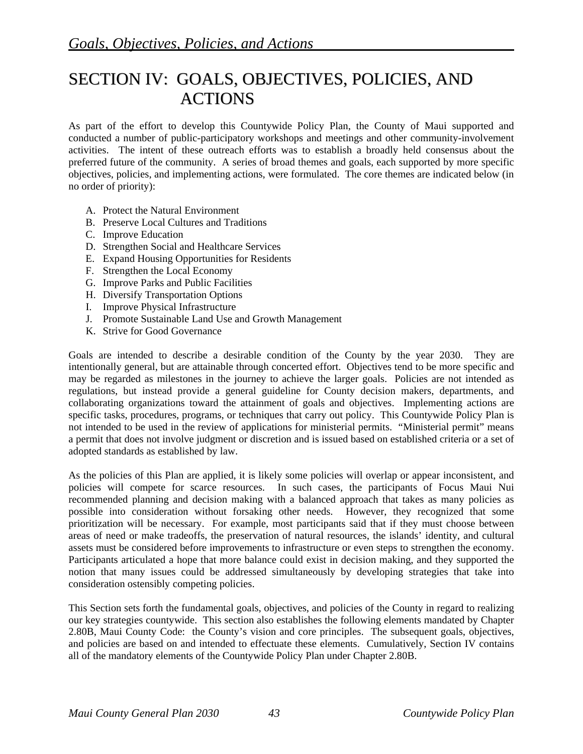# SECTION IV: GOALS, OBJECTIVES, POLICIES, AND ACTIONS

As part of the effort to develop this Countywide Policy Plan, the County of Maui supported and conducted a number of public-participatory workshops and meetings and other community-involvement activities. The intent of these outreach efforts was to establish a broadly held consensus about the preferred future of the community. A series of broad themes and goals, each supported by more specific objectives, policies, and implementing actions, were formulated. The core themes are indicated below (in no order of priority):

A. Protect the Natural Environment
B. Preserve Local Cultures and Traditions
C. Improve Education
D. Strengthen Social and Healthcare Services
E. Expand Housing Opportunities for Residents
F. Strengthen the Local Economy
G. Improve Parks and Public Facilities
H. Diversify Transportation Options
I. Improve Physical Infrastructure
J. Promote Sustainable Land Use and Growth Management
K. Strive for Good Governance

Goals are intended to describe a desirable condition of the County by the year 2030. They are intentionally general, but are attainable through concerted effort. Objectives tend to be more specific and may be regarded as milestones in the journey to achieve the larger goals. Policies are not intended as regulations, but instead provide a general guideline for County decision makers, departments, and collaborating organizations toward the attainment of goals and objectives. Implementing actions are specific tasks, procedures, programs, or techniques that carry out policy. This Countywide Policy Plan is not intended to be used in the review of applications for ministerial permits. "Ministerial permit" means a permit that does not involve judgment or discretion and is issued based on established criteria or a set of adopted standards as established by law.

As the policies of this Plan are applied, it is likely some policies will overlap or appear inconsistent, and policies will compete for scarce resources. In such cases, the participants of Focus Maui Nui recommended planning and decision making with a balanced approach that takes as many policies as possible into consideration without forsaking other needs. However, they recognized that some prioritization will be necessary. For example, most participants said that if they must choose between areas of need or make tradeoffs, the preservation of natural resources, the islands' identity, and cultural assets must be considered before improvements to infrastructure or even steps to strengthen the economy. Participants articulated a hope that more balance could exist in decision making, and they supported the notion that many issues could be addressed simultaneously by developing strategies that take into consideration ostensibly competing policies.

This Section sets forth the fundamental goals, objectives, and policies of the County in regard to realizing our key strategies countywide. This section also establishes the following elements mandated by Chapter 2.80B, Maui County Code: the County's vision and core principles. The subsequent goals, objectives, and policies are based on and intended to effectuate these elements. Cumulatively, Section IV contains all of the mandatory elements of the Countywide Policy Plan under Chapter 2.80B.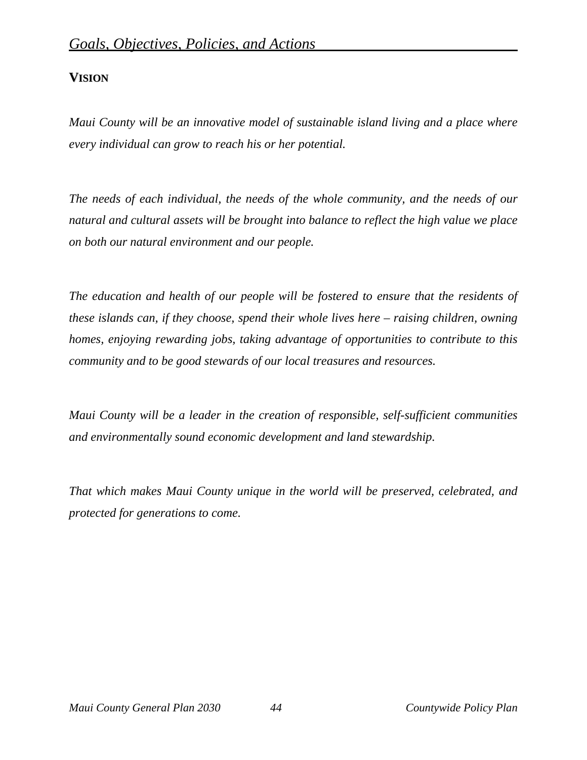## VISION

*Maui County will be an innovative model of sustainable island living and a place where every individual can grow to reach his or her potential.*

*The needs of each individual, the needs of the whole community, and the needs of our natural and cultural assets will be brought into balance to reflect the high value we place on both our natural environment and our people.*

*The education and health of our people will be fostered to ensure that the residents of these islands can, if they choose, spend their whole lives here – raising children, owning homes, enjoying rewarding jobs, taking advantage of opportunities to contribute to this community and to be good stewards of our local treasures and resources.*

*Maui County will be a leader in the creation of responsible, self-sufficient communities and environmentally sound economic development and land stewardship.*

*That which makes Maui County unique in the world will be preserved, celebrated, and protected for generations to come.*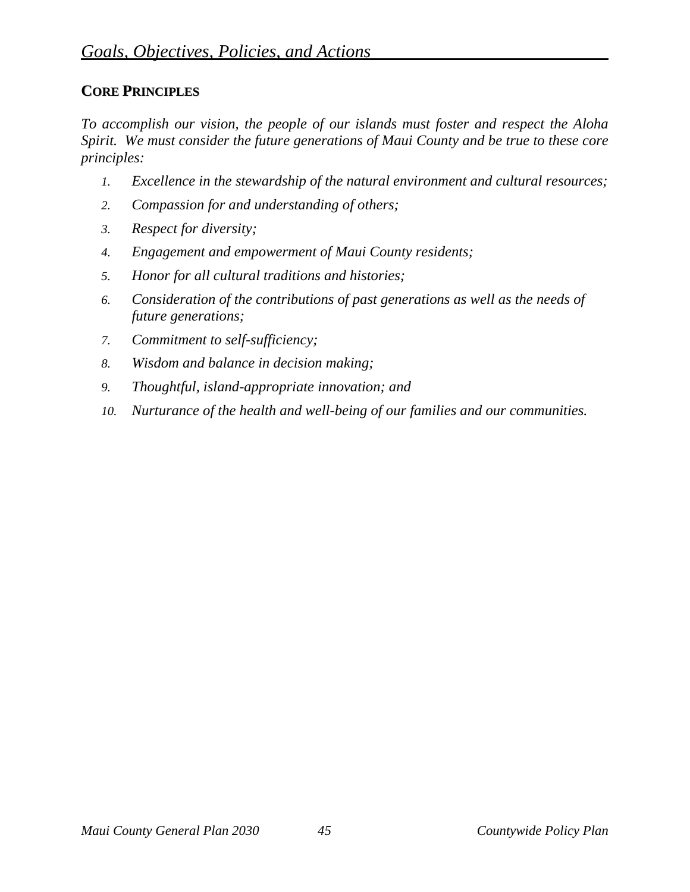# Goals, Objectives, Policies, and Actions

## CORE PRINCIPLES

*To accomplish our vision, the people of our islands must foster and respect the Aloha Spirit. We must consider the future generations of Maui County and be true to these core principles:*

1. *Excellence in the stewardship of the natural environment and cultural resources;*
2. *Compassion for and understanding of others;*
3. *Respect for diversity;*
4. *Engagement and empowerment of Maui County residents;*
5. *Honor for all cultural traditions and histories;*
6. *Consideration of the contributions of past generations as well as the needs of future generations;*
7. *Commitment to self-sufficiency;*
8. *Wisdom and balance in decision making;*
9. *Thoughtful, island-appropriate innovation; and*
10. *Nurturance of the health and well-being of our families and our communities.*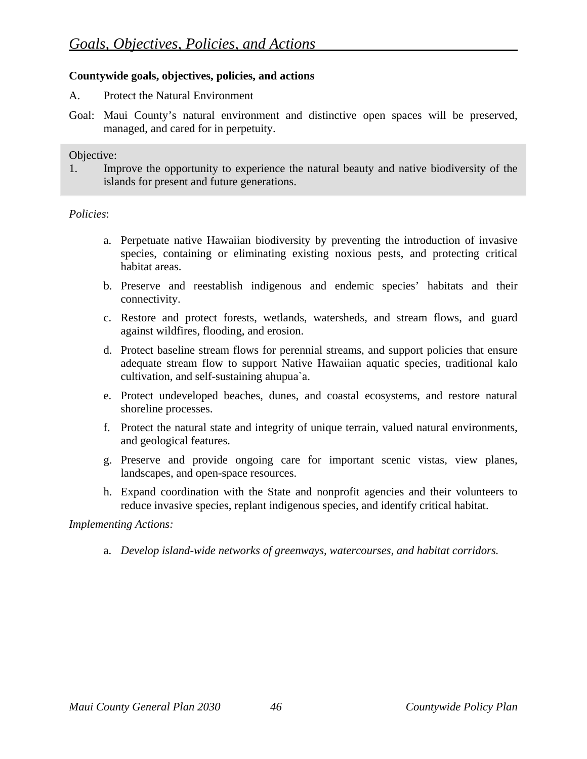## *Goals, Objectives, Policies, and Actions*

**Countywide goals, objectives, policies, and actions**

A. Protect the Natural Environment

Goal: Maui County's natural environment and distinctive open spaces will be preserved, managed, and cared for in perpetuity.

Objective:

1. Improve the opportunity to experience the natural beauty and native biodiversity of the islands for present and future generations.

*Policies*:

a. Perpetuate native Hawaiian biodiversity by preventing the introduction of invasive species, containing or eliminating existing noxious pests, and protecting critical habitat areas.

b. Preserve and reestablish indigenous and endemic species' habitats and their connectivity.

c. Restore and protect forests, wetlands, watersheds, and stream flows, and guard against wildfires, flooding, and erosion.

d. Protect baseline stream flows for perennial streams, and support policies that ensure adequate stream flow to support Native Hawaiian aquatic species, traditional kalo cultivation, and self-sustaining ahupua`a.

e. Protect undeveloped beaches, dunes, and coastal ecosystems, and restore natural shoreline processes.

f. Protect the natural state and integrity of unique terrain, valued natural environments, and geological features.

g. Preserve and provide ongoing care for important scenic vistas, view planes, landscapes, and open-space resources.

h. Expand coordination with the State and nonprofit agencies and their volunteers to reduce invasive species, replant indigenous species, and identify critical habitat.

*Implementing Actions:*

a. *Develop island-wide networks of greenways, watercourses, and habitat corridors.*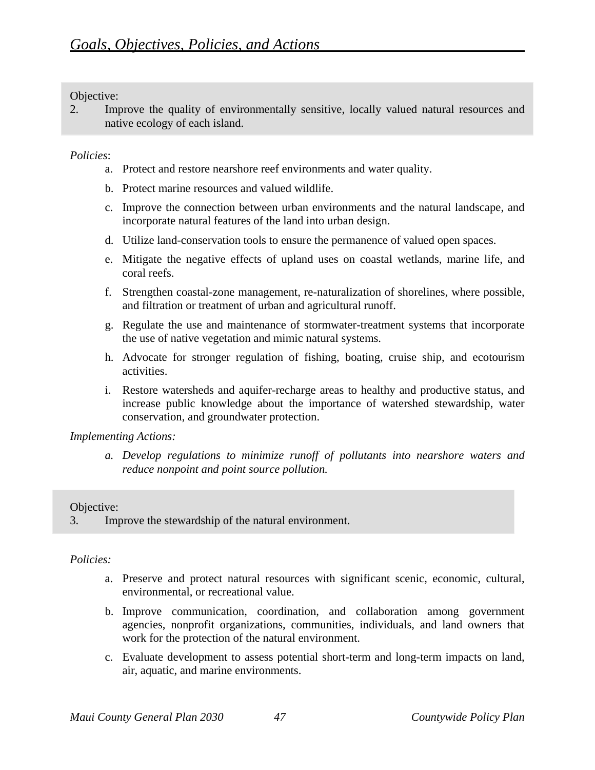Objective:

2. Improve the quality of environmentally sensitive, locally valued natural resources and native ecology of each island.

*Policies*:

a. Protect and restore nearshore reef environments and water quality.

b. Protect marine resources and valued wildlife.

c. Improve the connection between urban environments and the natural landscape, and incorporate natural features of the land into urban design.

d. Utilize land-conservation tools to ensure the permanence of valued open spaces.

e. Mitigate the negative effects of upland uses on coastal wetlands, marine life, and coral reefs.

f. Strengthen coastal-zone management, re-naturalization of shorelines, where possible, and filtration or treatment of urban and agricultural runoff.

g. Regulate the use and maintenance of stormwater-treatment systems that incorporate the use of native vegetation and mimic natural systems.

h. Advocate for stronger regulation of fishing, boating, cruise ship, and ecotourism activities.

i. Restore watersheds and aquifer-recharge areas to healthy and productive status, and increase public knowledge about the importance of watershed stewardship, water conservation, and groundwater protection.

*Implementing Actions:*

*a. Develop regulations to minimize runoff of pollutants into nearshore waters and reduce nonpoint and point source pollution.*

Objective:

3. Improve the stewardship of the natural environment.

*Policies:*

a. Preserve and protect natural resources with significant scenic, economic, cultural, environmental, or recreational value.

b. Improve communication, coordination, and collaboration among government agencies, nonprofit organizations, communities, individuals, and land owners that work for the protection of the natural environment.

c. Evaluate development to assess potential short-term and long-term impacts on land, air, aquatic, and marine environments.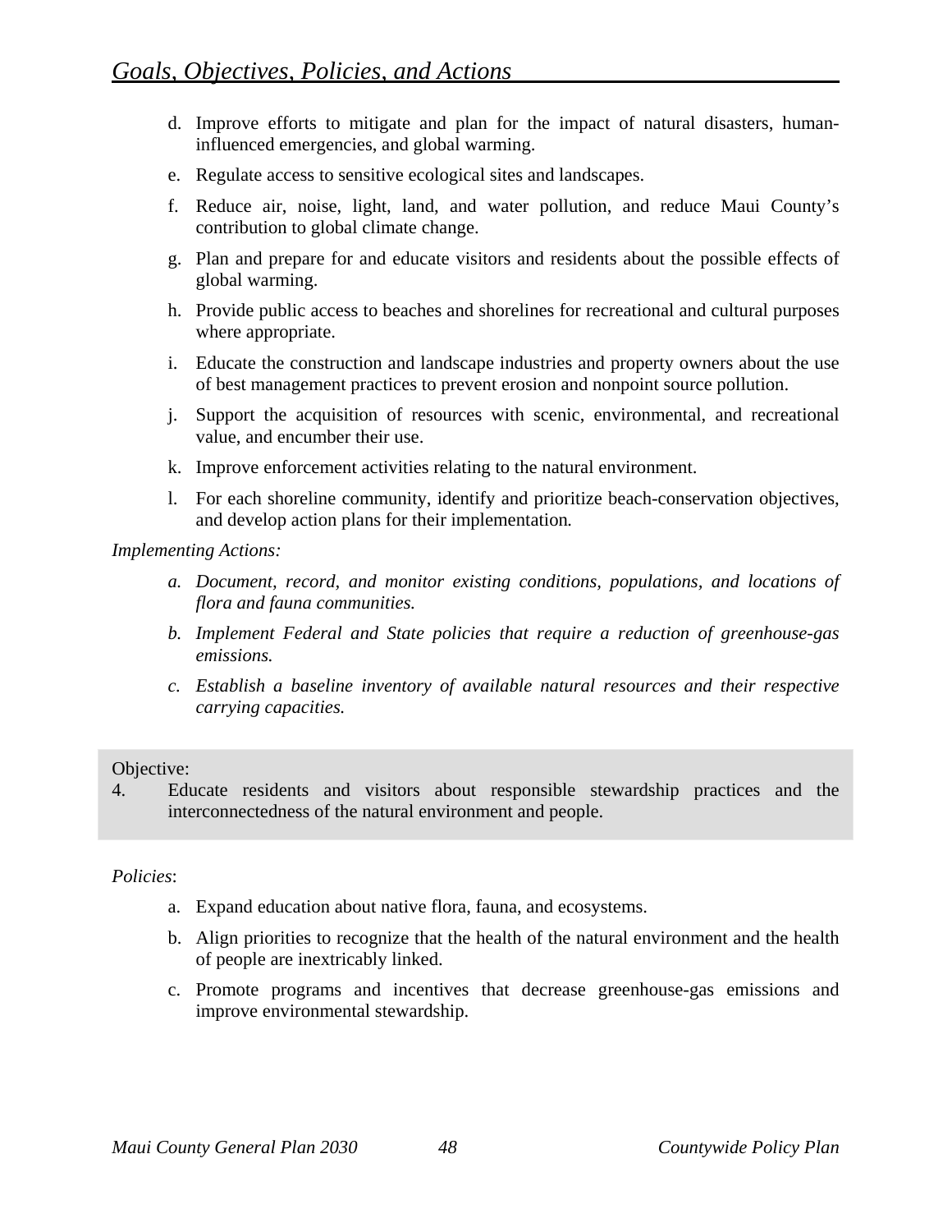d. Improve efforts to mitigate and plan for the impact of natural disasters, human-influenced emergencies, and global warming.

e. Regulate access to sensitive ecological sites and landscapes.

f. Reduce air, noise, light, land, and water pollution, and reduce Maui County's contribution to global climate change.

g. Plan and prepare for and educate visitors and residents about the possible effects of global warming.

h. Provide public access to beaches and shorelines for recreational and cultural purposes where appropriate.

i. Educate the construction and landscape industries and property owners about the use of best management practices to prevent erosion and nonpoint source pollution.

j. Support the acquisition of resources with scenic, environmental, and recreational value, and encumber their use.

k. Improve enforcement activities relating to the natural environment.

l. For each shoreline community, identify and prioritize beach-conservation objectives, and develop action plans for their implementation.

*Implementing Actions:*

*a. Document, record, and monitor existing conditions, populations, and locations of flora and fauna communities.*

*b. Implement Federal and State policies that require a reduction of greenhouse-gas emissions.*

*c. Establish a baseline inventory of available natural resources and their respective carrying capacities.*

Objective:

4. Educate residents and visitors about responsible stewardship practices and the interconnectedness of the natural environment and people.

*Policies*:

a. Expand education about native flora, fauna, and ecosystems.

b. Align priorities to recognize that the health of the natural environment and the health of people are inextricably linked.

c. Promote programs and incentives that decrease greenhouse-gas emissions and improve environmental stewardship.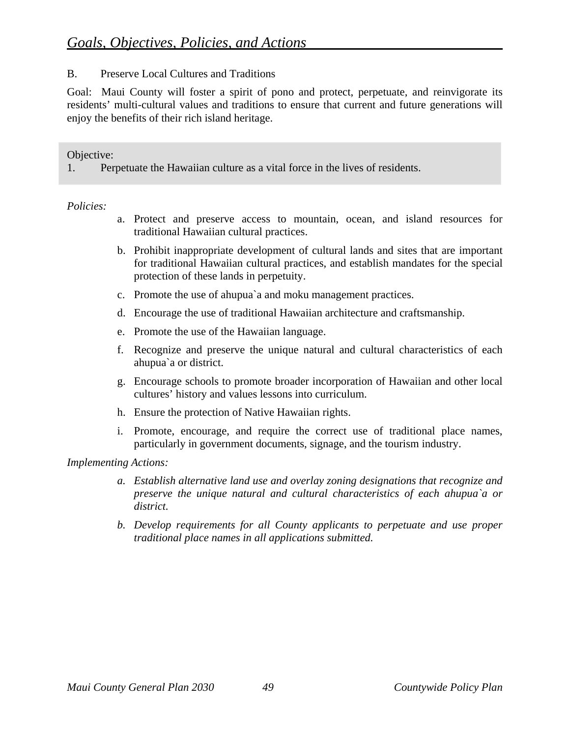## Goals, Objectives, Policies, and Actions

B. Preserve Local Cultures and Traditions

Goal: Maui County will foster a spirit of pono and protect, perpetuate, and reinvigorate its residents' multi-cultural values and traditions to ensure that current and future generations will enjoy the benefits of their rich island heritage.

Objective:
1. Perpetuate the Hawaiian culture as a vital force in the lives of residents.

*Policies:*

a. Protect and preserve access to mountain, ocean, and island resources for traditional Hawaiian cultural practices.

b. Prohibit inappropriate development of cultural lands and sites that are important for traditional Hawaiian cultural practices, and establish mandates for the special protection of these lands in perpetuity.

c. Promote the use of ahupua`a and moku management practices.

d. Encourage the use of traditional Hawaiian architecture and craftsmanship.

e. Promote the use of the Hawaiian language.

f. Recognize and preserve the unique natural and cultural characteristics of each ahupua`a or district.

g. Encourage schools to promote broader incorporation of Hawaiian and other local cultures' history and values lessons into curriculum.

h. Ensure the protection of Native Hawaiian rights.

i. Promote, encourage, and require the correct use of traditional place names, particularly in government documents, signage, and the tourism industry.

*Implementing Actions:*

*a. Establish alternative land use and overlay zoning designations that recognize and preserve the unique natural and cultural characteristics of each ahupua`a or district.*

*b. Develop requirements for all County applicants to perpetuate and use proper traditional place names in all applications submitted.*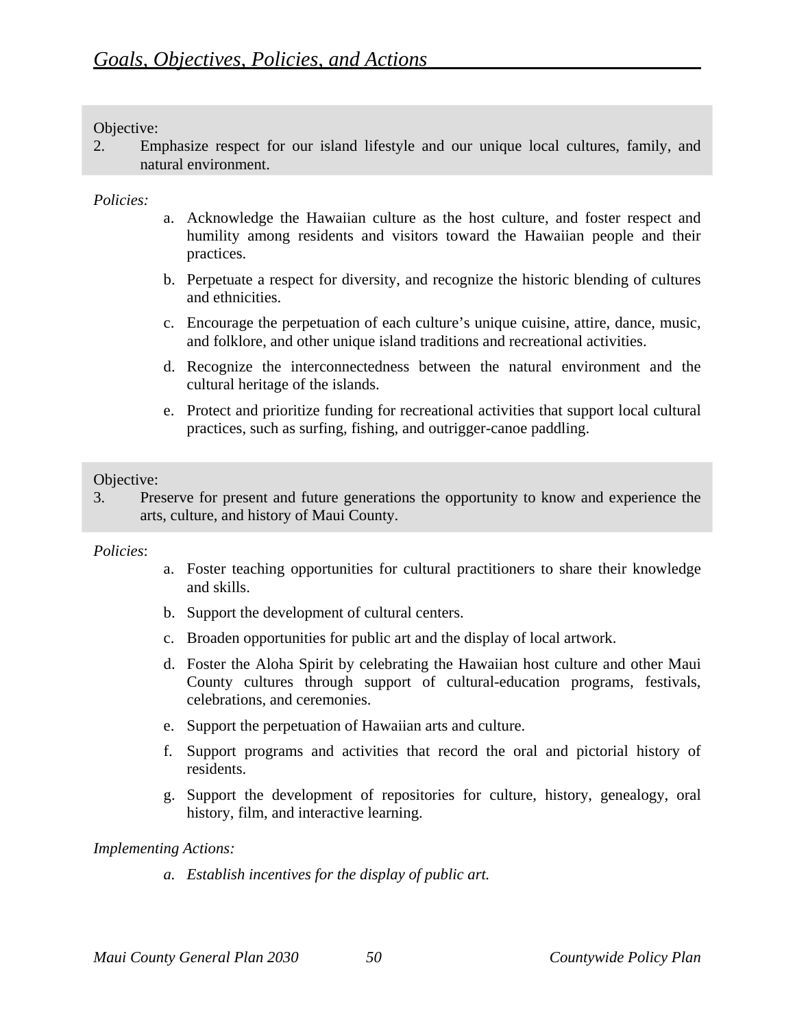Objective:

2. Emphasize respect for our island lifestyle and our unique local cultures, family, and natural environment.

*Policies:*

a. Acknowledge the Hawaiian culture as the host culture, and foster respect and humility among residents and visitors toward the Hawaiian people and their practices.

b. Perpetuate a respect for diversity, and recognize the historic blending of cultures and ethnicities.

c. Encourage the perpetuation of each culture's unique cuisine, attire, dance, music, and folklore, and other unique island traditions and recreational activities.

d. Recognize the interconnectedness between the natural environment and the cultural heritage of the islands.

e. Protect and prioritize funding for recreational activities that support local cultural practices, such as surfing, fishing, and outrigger-canoe paddling.

Objective:

3. Preserve for present and future generations the opportunity to know and experience the arts, culture, and history of Maui County.

*Policies*:

a. Foster teaching opportunities for cultural practitioners to share their knowledge and skills.

b. Support the development of cultural centers.

c. Broaden opportunities for public art and the display of local artwork.

d. Foster the Aloha Spirit by celebrating the Hawaiian host culture and other Maui County cultures through support of cultural-education programs, festivals, celebrations, and ceremonies.

e. Support the perpetuation of Hawaiian arts and culture.

f. Support programs and activities that record the oral and pictorial history of residents.

g. Support the development of repositories for culture, history, genealogy, oral history, film, and interactive learning.

*Implementing Actions:*

*a. Establish incentives for the display of public art.*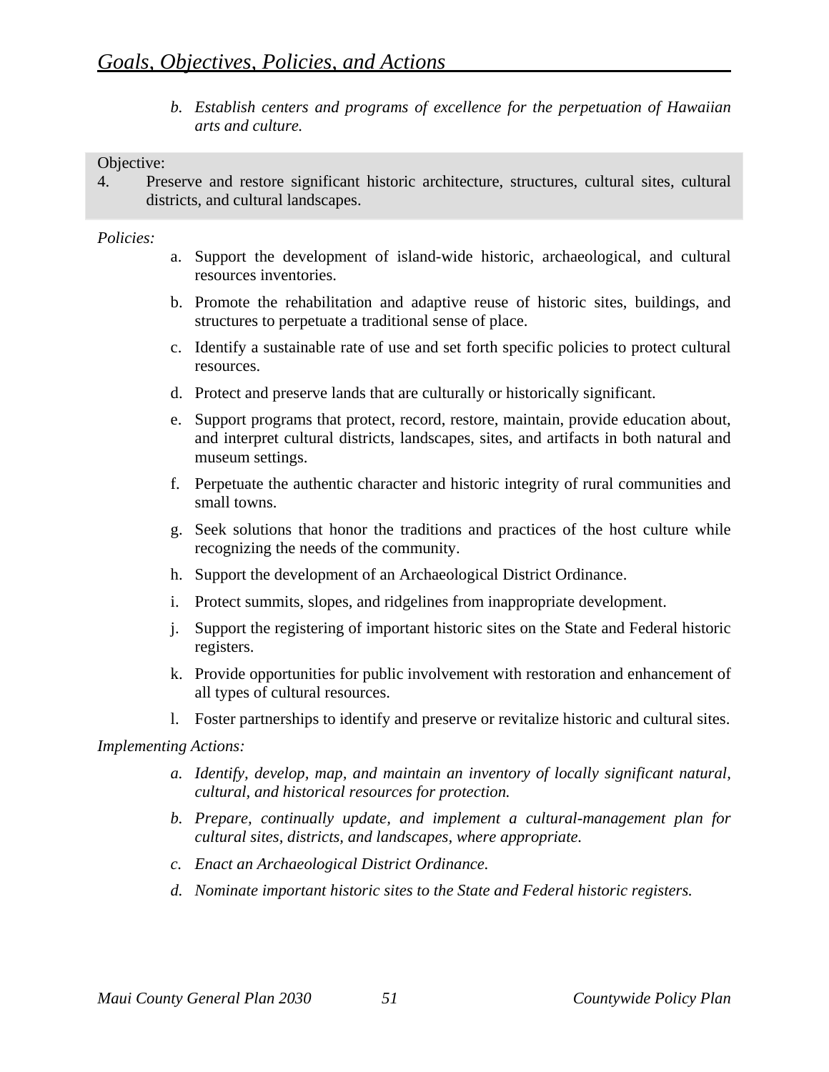b. *Establish centers and programs of excellence for the perpetuation of Hawaiian arts and culture.*

Objective:
4. Preserve and restore significant historic architecture, structures, cultural sites, cultural districts, and cultural landscapes.

*Policies:*

a. Support the development of island-wide historic, archaeological, and cultural resources inventories.

b. Promote the rehabilitation and adaptive reuse of historic sites, buildings, and structures to perpetuate a traditional sense of place.

c. Identify a sustainable rate of use and set forth specific policies to protect cultural resources.

d. Protect and preserve lands that are culturally or historically significant.

e. Support programs that protect, record, restore, maintain, provide education about, and interpret cultural districts, landscapes, sites, and artifacts in both natural and museum settings.

f. Perpetuate the authentic character and historic integrity of rural communities and small towns.

g. Seek solutions that honor the traditions and practices of the host culture while recognizing the needs of the community.

h. Support the development of an Archaeological District Ordinance.

i. Protect summits, slopes, and ridgelines from inappropriate development.

j. Support the registering of important historic sites on the State and Federal historic registers.

k. Provide opportunities for public involvement with restoration and enhancement of all types of cultural resources.

l. Foster partnerships to identify and preserve or revitalize historic and cultural sites.

*Implementing Actions:*

a. *Identify, develop, map, and maintain an inventory of locally significant natural, cultural, and historical resources for protection.*

b. *Prepare, continually update, and implement a cultural-management plan for cultural sites, districts, and landscapes, where appropriate.*

c. *Enact an Archaeological District Ordinance.*

d. *Nominate important historic sites to the State and Federal historic registers.*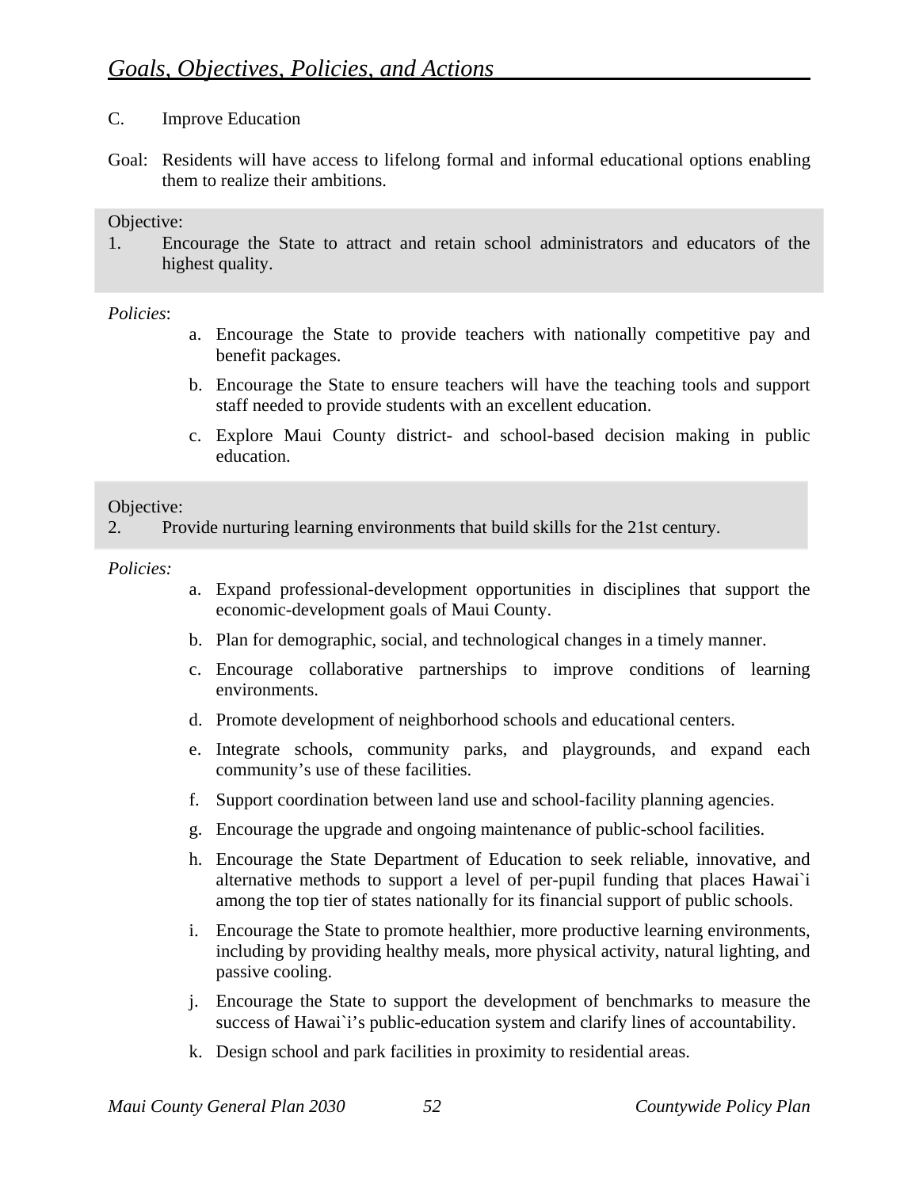C. Improve Education

Goal: Residents will have access to lifelong formal and informal educational options enabling them to realize their ambitions.

Objective:

1. Encourage the State to attract and retain school administrators and educators of the highest quality.

*Policies*:

a. Encourage the State to provide teachers with nationally competitive pay and benefit packages.

b. Encourage the State to ensure teachers will have the teaching tools and support staff needed to provide students with an excellent education.

c. Explore Maui County district- and school-based decision making in public education.

Objective:

2. Provide nurturing learning environments that build skills for the 21st century.

*Policies:*

a. Expand professional-development opportunities in disciplines that support the economic-development goals of Maui County.

b. Plan for demographic, social, and technological changes in a timely manner.

c. Encourage collaborative partnerships to improve conditions of learning environments.

d. Promote development of neighborhood schools and educational centers.

e. Integrate schools, community parks, and playgrounds, and expand each community's use of these facilities.

f. Support coordination between land use and school-facility planning agencies.

g. Encourage the upgrade and ongoing maintenance of public-school facilities.

h. Encourage the State Department of Education to seek reliable, innovative, and alternative methods to support a level of per-pupil funding that places Hawai`i among the top tier of states nationally for its financial support of public schools.

i. Encourage the State to promote healthier, more productive learning environments, including by providing healthy meals, more physical activity, natural lighting, and passive cooling.

j. Encourage the State to support the development of benchmarks to measure the success of Hawai`i's public-education system and clarify lines of accountability.

k. Design school and park facilities in proximity to residential areas.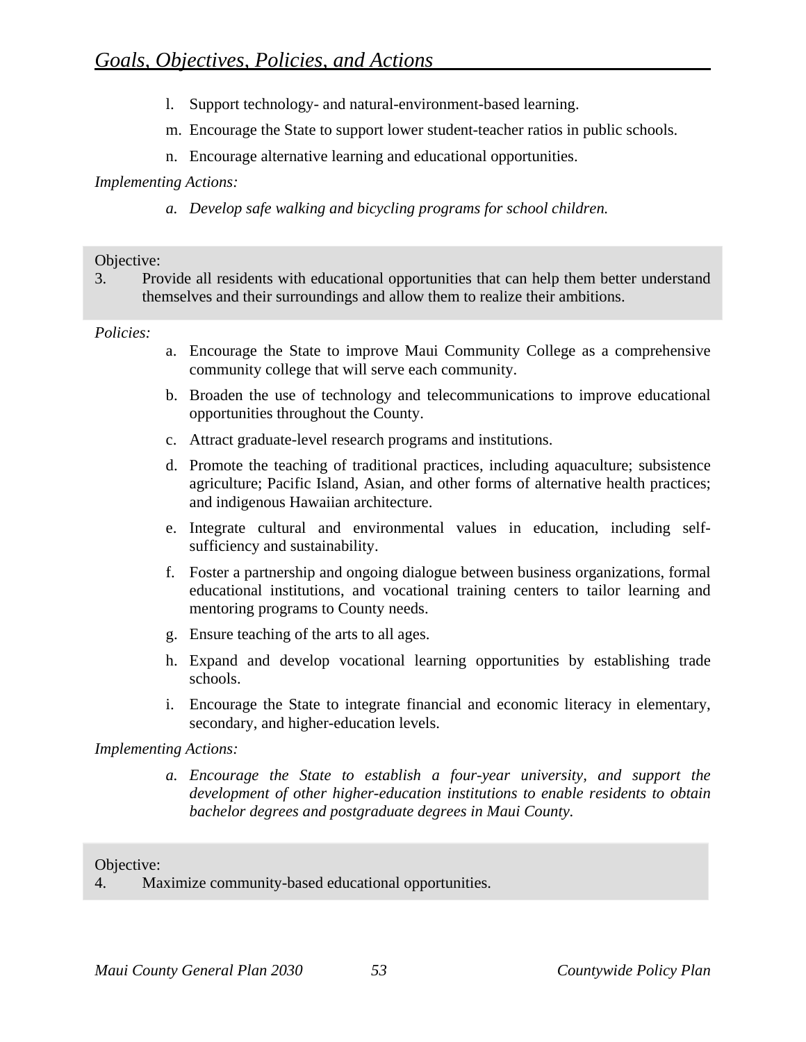l. Support technology- and natural-environment-based learning.

m. Encourage the State to support lower student-teacher ratios in public schools.

n. Encourage alternative learning and educational opportunities.

*Implementing Actions:*

*a. Develop safe walking and bicycling programs for school children.*

Objective:

3. Provide all residents with educational opportunities that can help them better understand themselves and their surroundings and allow them to realize their ambitions.

*Policies:*

a. Encourage the State to improve Maui Community College as a comprehensive community college that will serve each community.

b. Broaden the use of technology and telecommunications to improve educational opportunities throughout the County.

c. Attract graduate-level research programs and institutions.

d. Promote the teaching of traditional practices, including aquaculture; subsistence agriculture; Pacific Island, Asian, and other forms of alternative health practices; and indigenous Hawaiian architecture.

e. Integrate cultural and environmental values in education, including self-sufficiency and sustainability.

f. Foster a partnership and ongoing dialogue between business organizations, formal educational institutions, and vocational training centers to tailor learning and mentoring programs to County needs.

g. Ensure teaching of the arts to all ages.

h. Expand and develop vocational learning opportunities by establishing trade schools.

i. Encourage the State to integrate financial and economic literacy in elementary, secondary, and higher-education levels.

*Implementing Actions:*

*a. Encourage the State to establish a four-year university, and support the development of other higher-education institutions to enable residents to obtain bachelor degrees and postgraduate degrees in Maui County.*

Objective:

4. Maximize community-based educational opportunities.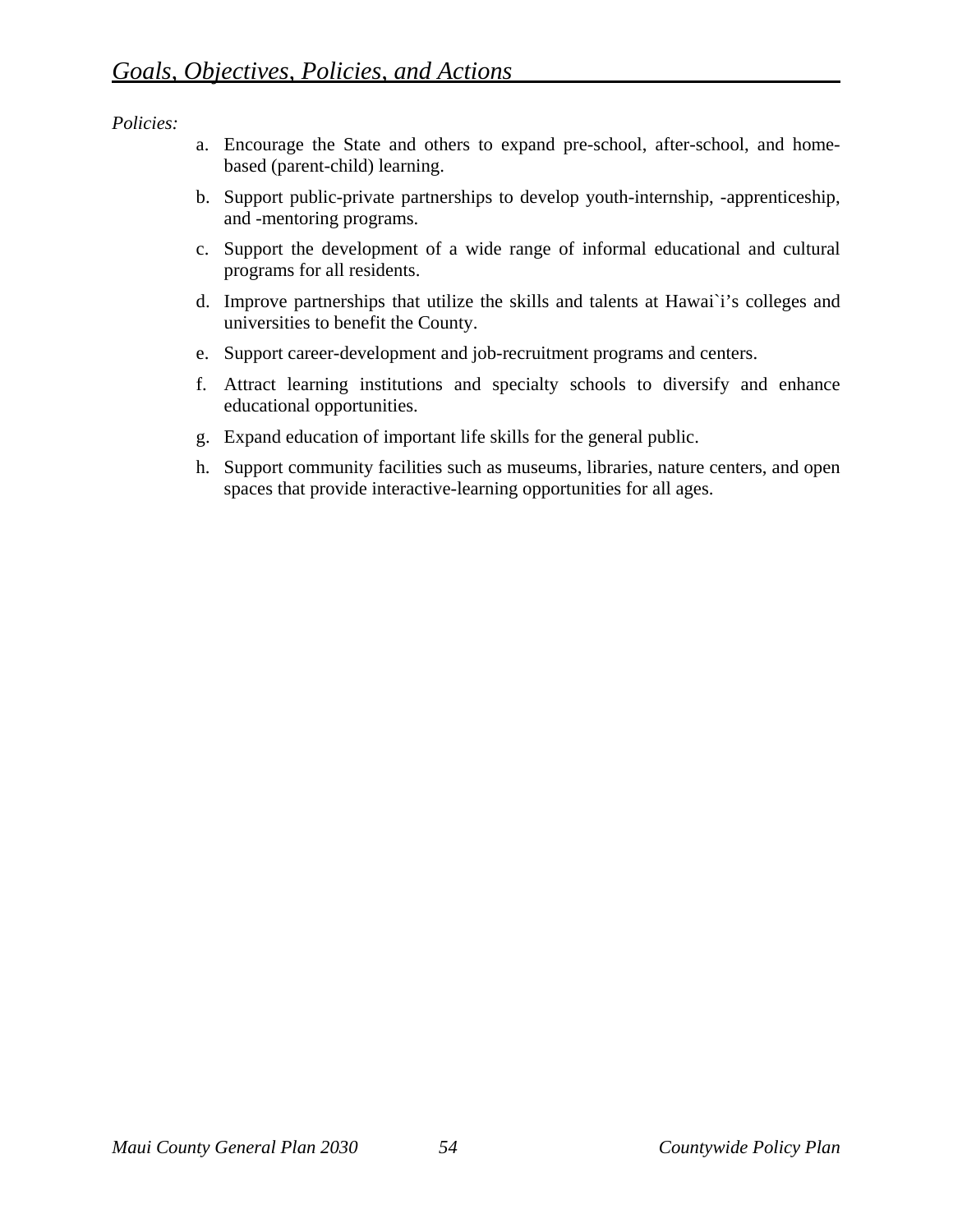*Policies:*

a. Encourage the State and others to expand pre-school, after-school, and home-based (parent-child) learning.

b. Support public-private partnerships to develop youth-internship, -apprenticeship, and -mentoring programs.

c. Support the development of a wide range of informal educational and cultural programs for all residents.

d. Improve partnerships that utilize the skills and talents at Hawai`i's colleges and universities to benefit the County.

e. Support career-development and job-recruitment programs and centers.

f. Attract learning institutions and specialty schools to diversify and enhance educational opportunities.

g. Expand education of important life skills for the general public.

h. Support community facilities such as museums, libraries, nature centers, and open spaces that provide interactive-learning opportunities for all ages.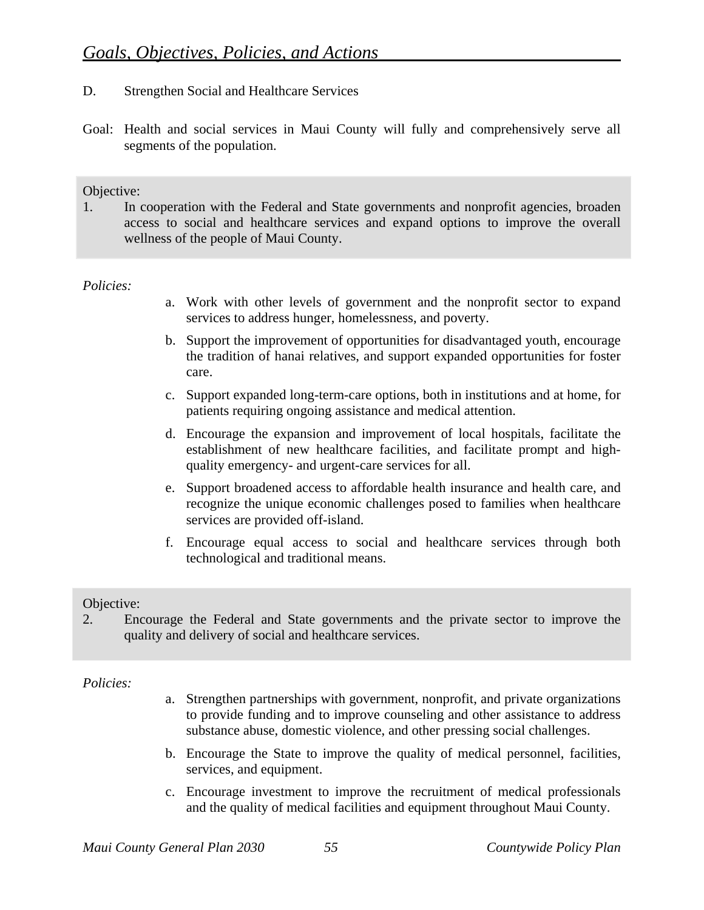## Goals, Objectives, Policies, and Actions

D. Strengthen Social and Healthcare Services

Goal: Health and social services in Maui County will fully and comprehensively serve all segments of the population.

**Objective:**

1. In cooperation with the Federal and State governments and nonprofit agencies, broaden access to social and healthcare services and expand options to improve the overall wellness of the people of Maui County.

*Policies:*

a. Work with other levels of government and the nonprofit sector to expand services to address hunger, homelessness, and poverty.

b. Support the improvement of opportunities for disadvantaged youth, encourage the tradition of hanai relatives, and support expanded opportunities for foster care.

c. Support expanded long-term-care options, both in institutions and at home, for patients requiring ongoing assistance and medical attention.

d. Encourage the expansion and improvement of local hospitals, facilitate the establishment of new healthcare facilities, and facilitate prompt and high-quality emergency- and urgent-care services for all.

e. Support broadened access to affordable health insurance and health care, and recognize the unique economic challenges posed to families when healthcare services are provided off-island.

f. Encourage equal access to social and healthcare services through both technological and traditional means.

**Objective:**

2. Encourage the Federal and State governments and the private sector to improve the quality and delivery of social and healthcare services.

*Policies:*

a. Strengthen partnerships with government, nonprofit, and private organizations to provide funding and to improve counseling and other assistance to address substance abuse, domestic violence, and other pressing social challenges.

b. Encourage the State to improve the quality of medical personnel, facilities, services, and equipment.

c. Encourage investment to improve the recruitment of medical professionals and the quality of medical facilities and equipment throughout Maui County.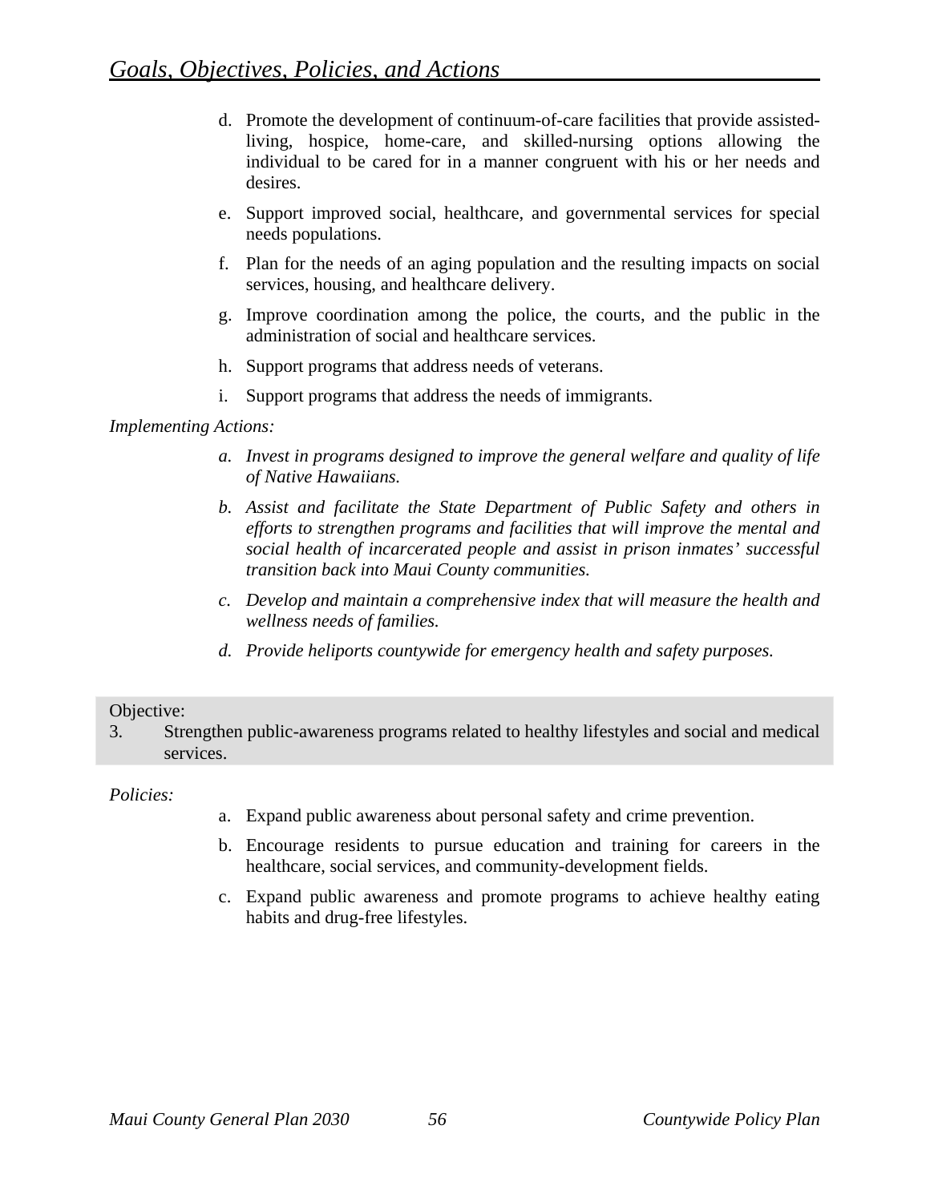d. Promote the development of continuum-of-care facilities that provide assisted-living, hospice, home-care, and skilled-nursing options allowing the individual to be cared for in a manner congruent with his or her needs and desires.

e. Support improved social, healthcare, and governmental services for special needs populations.

f. Plan for the needs of an aging population and the resulting impacts on social services, housing, and healthcare delivery.

g. Improve coordination among the police, the courts, and the public in the administration of social and healthcare services.

h. Support programs that address needs of veterans.

i. Support programs that address the needs of immigrants.

*Implementing Actions:*

*a. Invest in programs designed to improve the general welfare and quality of life of Native Hawaiians.*

*b. Assist and facilitate the State Department of Public Safety and others in efforts to strengthen programs and facilities that will improve the mental and social health of incarcerated people and assist in prison inmates' successful transition back into Maui County communities.*

*c. Develop and maintain a comprehensive index that will measure the health and wellness needs of families.*

*d. Provide heliports countywide for emergency health and safety purposes.*

Objective:
3. Strengthen public-awareness programs related to healthy lifestyles and social and medical services.

*Policies:*

a. Expand public awareness about personal safety and crime prevention.

b. Encourage residents to pursue education and training for careers in the healthcare, social services, and community-development fields.

c. Expand public awareness and promote programs to achieve healthy eating habits and drug-free lifestyles.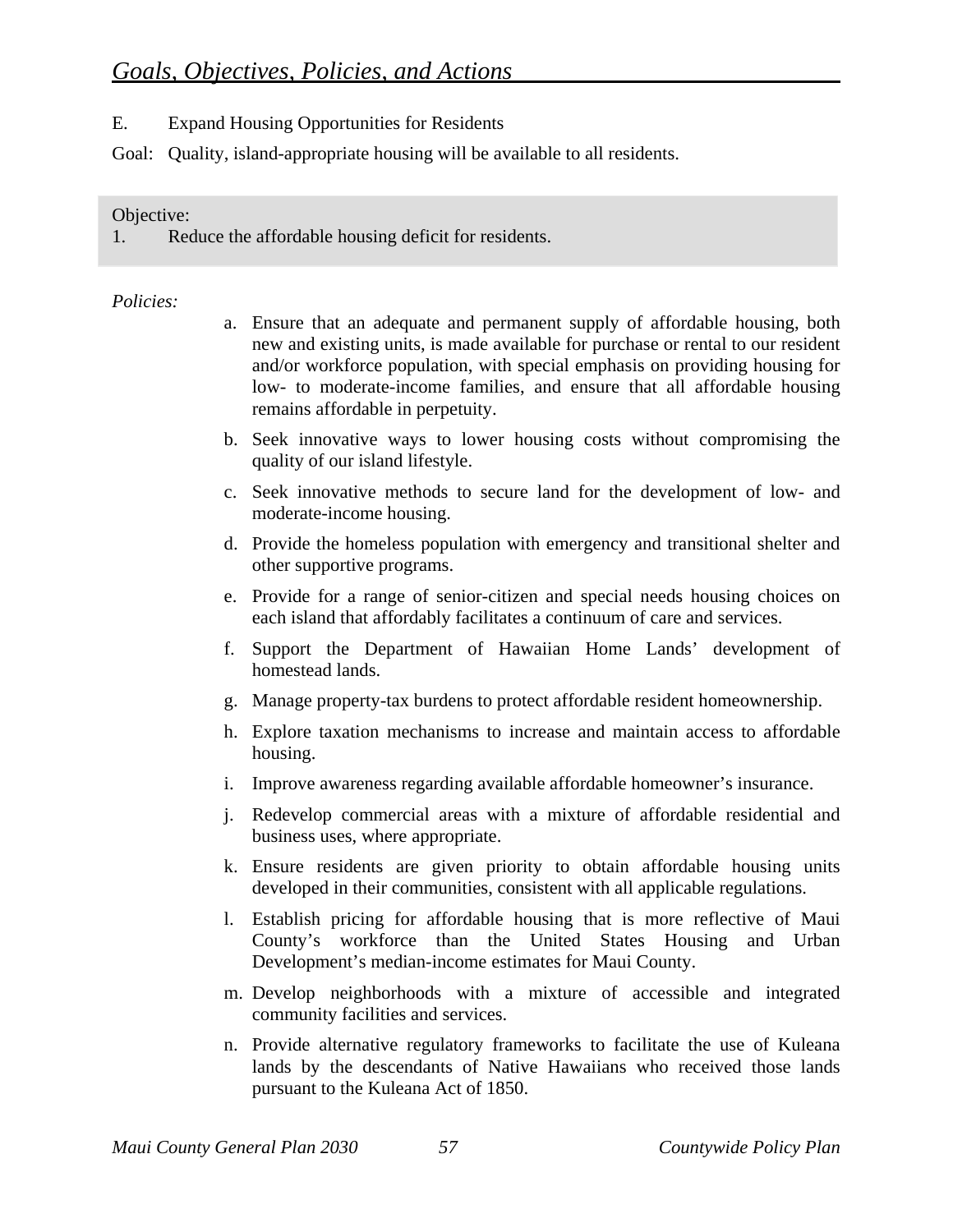E. Expand Housing Opportunities for Residents

Goal: Quality, island-appropriate housing will be available to all residents.

> Objective:
> 1. Reduce the affordable housing deficit for residents.

*Policies:*

a. Ensure that an adequate and permanent supply of affordable housing, both new and existing units, is made available for purchase or rental to our resident and/or workforce population, with special emphasis on providing housing for low- to moderate-income families, and ensure that all affordable housing remains affordable in perpetuity.

b. Seek innovative ways to lower housing costs without compromising the quality of our island lifestyle.

c. Seek innovative methods to secure land for the development of low- and moderate-income housing.

d. Provide the homeless population with emergency and transitional shelter and other supportive programs.

e. Provide for a range of senior-citizen and special needs housing choices on each island that affordably facilitates a continuum of care and services.

f. Support the Department of Hawaiian Home Lands' development of homestead lands.

g. Manage property-tax burdens to protect affordable resident homeownership.

h. Explore taxation mechanisms to increase and maintain access to affordable housing.

i. Improve awareness regarding available affordable homeowner's insurance.

j. Redevelop commercial areas with a mixture of affordable residential and business uses, where appropriate.

k. Ensure residents are given priority to obtain affordable housing units developed in their communities, consistent with all applicable regulations.

l. Establish pricing for affordable housing that is more reflective of Maui County's workforce than the United States Housing and Urban Development's median-income estimates for Maui County.

m. Develop neighborhoods with a mixture of accessible and integrated community facilities and services.

n. Provide alternative regulatory frameworks to facilitate the use of Kuleana lands by the descendants of Native Hawaiians who received those lands pursuant to the Kuleana Act of 1850.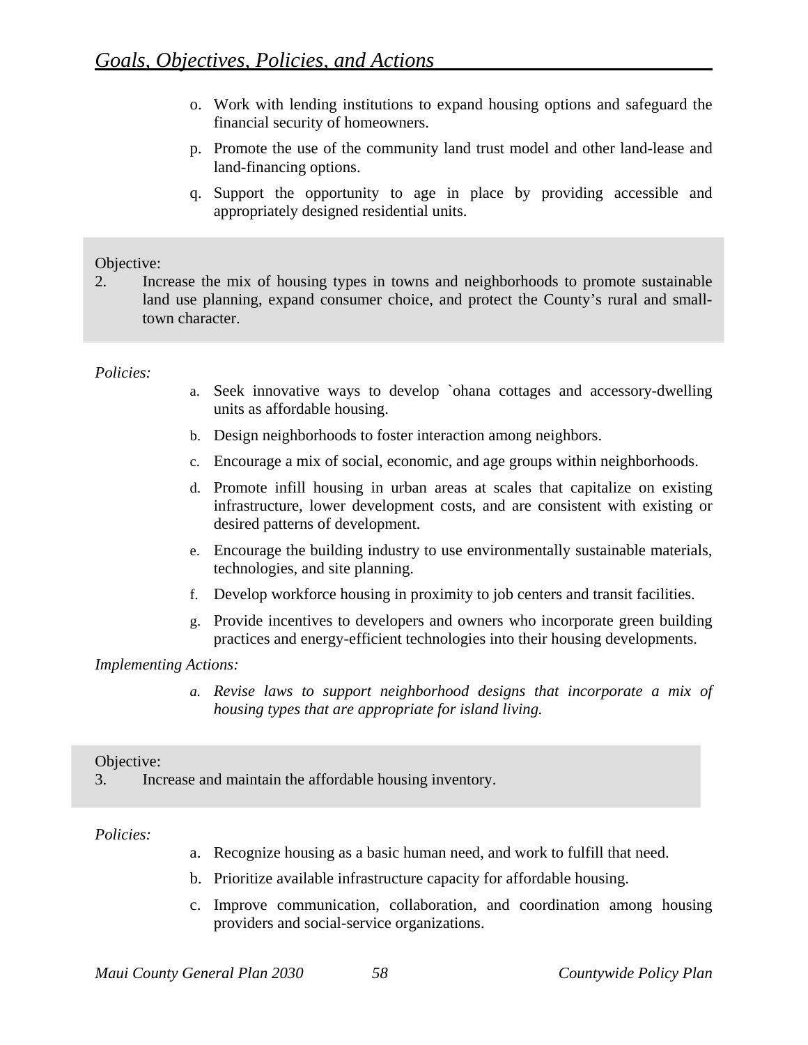o. Work with lending institutions to expand housing options and safeguard the financial security of homeowners.

p. Promote the use of the community land trust model and other land-lease and land-financing options.

q. Support the opportunity to age in place by providing accessible and appropriately designed residential units.

Objective:

2. Increase the mix of housing types in towns and neighborhoods to promote sustainable land use planning, expand consumer choice, and protect the County's rural and small-town character.

*Policies:*

a. Seek innovative ways to develop `ohana cottages and accessory-dwelling units as affordable housing.

b. Design neighborhoods to foster interaction among neighbors.

c. Encourage a mix of social, economic, and age groups within neighborhoods.

d. Promote infill housing in urban areas at scales that capitalize on existing infrastructure, lower development costs, and are consistent with existing or desired patterns of development.

e. Encourage the building industry to use environmentally sustainable materials, technologies, and site planning.

f. Develop workforce housing in proximity to job centers and transit facilities.

g. Provide incentives to developers and owners who incorporate green building practices and energy-efficient technologies into their housing developments.

*Implementing Actions:*

*a. Revise laws to support neighborhood designs that incorporate a mix of housing types that are appropriate for island living.*

Objective:

3. Increase and maintain the affordable housing inventory.

*Policies:*

a. Recognize housing as a basic human need, and work to fulfill that need.

b. Prioritize available infrastructure capacity for affordable housing.

c. Improve communication, collaboration, and coordination among housing providers and social-service organizations.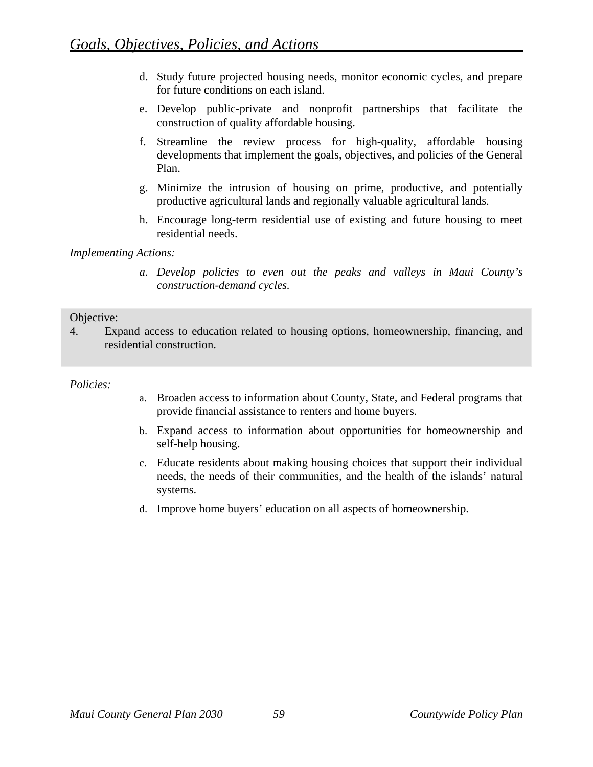d. Study future projected housing needs, monitor economic cycles, and prepare for future conditions on each island.

e. Develop public-private and nonprofit partnerships that facilitate the construction of quality affordable housing.

f. Streamline the review process for high-quality, affordable housing developments that implement the goals, objectives, and policies of the General Plan.

g. Minimize the intrusion of housing on prime, productive, and potentially productive agricultural lands and regionally valuable agricultural lands.

h. Encourage long-term residential use of existing and future housing to meet residential needs.

*Implementing Actions:*

*a. Develop policies to even out the peaks and valleys in Maui County's construction-demand cycles.*

Objective:

4. Expand access to education related to housing options, homeownership, financing, and residential construction.

*Policies:*

a. Broaden access to information about County, State, and Federal programs that provide financial assistance to renters and home buyers.

b. Expand access to information about opportunities for homeownership and self-help housing.

c. Educate residents about making housing choices that support their individual needs, the needs of their communities, and the health of the islands' natural systems.

d. Improve home buyers' education on all aspects of homeownership.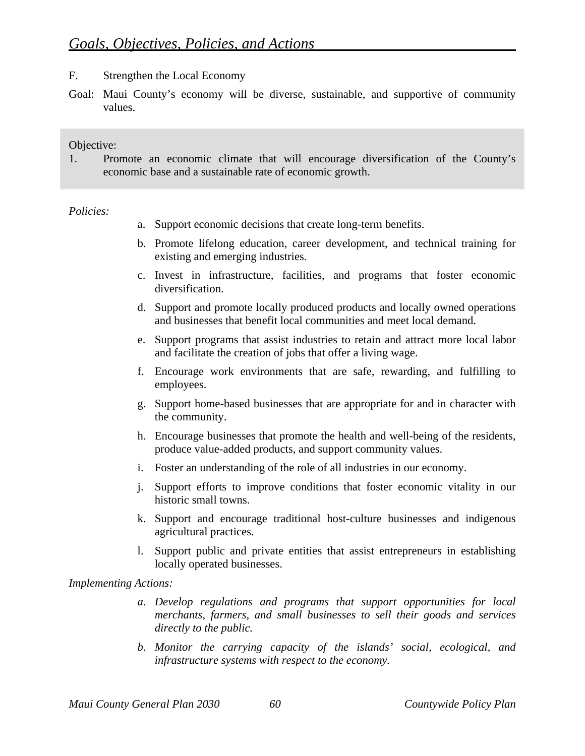## Goals, Objectives, Policies, and Actions

F. Strengthen the Local Economy

Goal: Maui County's economy will be diverse, sustainable, and supportive of community values.

Objective:

1. Promote an economic climate that will encourage diversification of the County's economic base and a sustainable rate of economic growth.

*Policies:*

a. Support economic decisions that create long-term benefits.

b. Promote lifelong education, career development, and technical training for existing and emerging industries.

c. Invest in infrastructure, facilities, and programs that foster economic diversification.

d. Support and promote locally produced products and locally owned operations and businesses that benefit local communities and meet local demand.

e. Support programs that assist industries to retain and attract more local labor and facilitate the creation of jobs that offer a living wage.

f. Encourage work environments that are safe, rewarding, and fulfilling to employees.

g. Support home-based businesses that are appropriate for and in character with the community.

h. Encourage businesses that promote the health and well-being of the residents, produce value-added products, and support community values.

i. Foster an understanding of the role of all industries in our economy.

j. Support efforts to improve conditions that foster economic vitality in our historic small towns.

k. Support and encourage traditional host-culture businesses and indigenous agricultural practices.

l. Support public and private entities that assist entrepreneurs in establishing locally operated businesses.

*Implementing Actions:*

*a. Develop regulations and programs that support opportunities for local merchants, farmers, and small businesses to sell their goods and services directly to the public.*

*b. Monitor the carrying capacity of the islands' social, ecological, and infrastructure systems with respect to the economy.*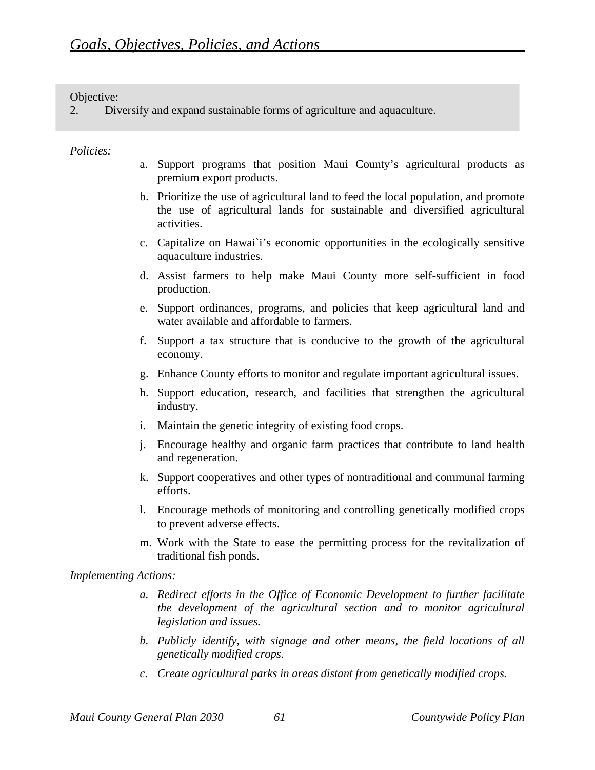Objective:
2. Diversify and expand sustainable forms of agriculture and aquaculture.

*Policies:*

a. Support programs that position Maui County's agricultural products as premium export products.

b. Prioritize the use of agricultural land to feed the local population, and promote the use of agricultural lands for sustainable and diversified agricultural activities.

c. Capitalize on Hawai`i's economic opportunities in the ecologically sensitive aquaculture industries.

d. Assist farmers to help make Maui County more self-sufficient in food production.

e. Support ordinances, programs, and policies that keep agricultural land and water available and affordable to farmers.

f. Support a tax structure that is conducive to the growth of the agricultural economy.

g. Enhance County efforts to monitor and regulate important agricultural issues.

h. Support education, research, and facilities that strengthen the agricultural industry.

i. Maintain the genetic integrity of existing food crops.

j. Encourage healthy and organic farm practices that contribute to land health and regeneration.

k. Support cooperatives and other types of nontraditional and communal farming efforts.

l. Encourage methods of monitoring and controlling genetically modified crops to prevent adverse effects.

m. Work with the State to ease the permitting process for the revitalization of traditional fish ponds.

*Implementing Actions:*

*a. Redirect efforts in the Office of Economic Development to further facilitate the development of the agricultural section and to monitor agricultural legislation and issues.*

*b. Publicly identify, with signage and other means, the field locations of all genetically modified crops.*

*c. Create agricultural parks in areas distant from genetically modified crops.*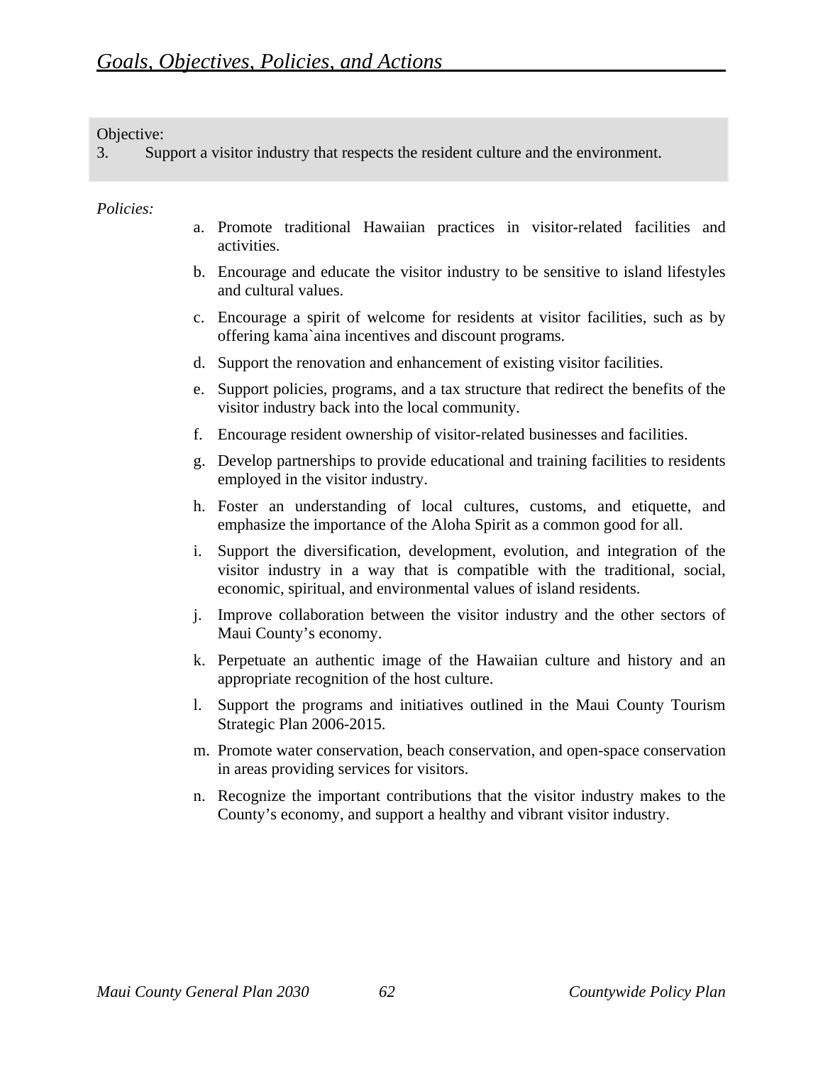Objective:

3. Support a visitor industry that respects the resident culture and the environment.

*Policies:*

a. Promote traditional Hawaiian practices in visitor-related facilities and activities.

b. Encourage and educate the visitor industry to be sensitive to island lifestyles and cultural values.

c. Encourage a spirit of welcome for residents at visitor facilities, such as by offering kama`aina incentives and discount programs.

d. Support the renovation and enhancement of existing visitor facilities.

e. Support policies, programs, and a tax structure that redirect the benefits of the visitor industry back into the local community.

f. Encourage resident ownership of visitor-related businesses and facilities.

g. Develop partnerships to provide educational and training facilities to residents employed in the visitor industry.

h. Foster an understanding of local cultures, customs, and etiquette, and emphasize the importance of the Aloha Spirit as a common good for all.

i. Support the diversification, development, evolution, and integration of the visitor industry in a way that is compatible with the traditional, social, economic, spiritual, and environmental values of island residents.

j. Improve collaboration between the visitor industry and the other sectors of Maui County's economy.

k. Perpetuate an authentic image of the Hawaiian culture and history and an appropriate recognition of the host culture.

l. Support the programs and initiatives outlined in the Maui County Tourism Strategic Plan 2006-2015.

m. Promote water conservation, beach conservation, and open-space conservation in areas providing services for visitors.

n. Recognize the important contributions that the visitor industry makes to the County's economy, and support a healthy and vibrant visitor industry.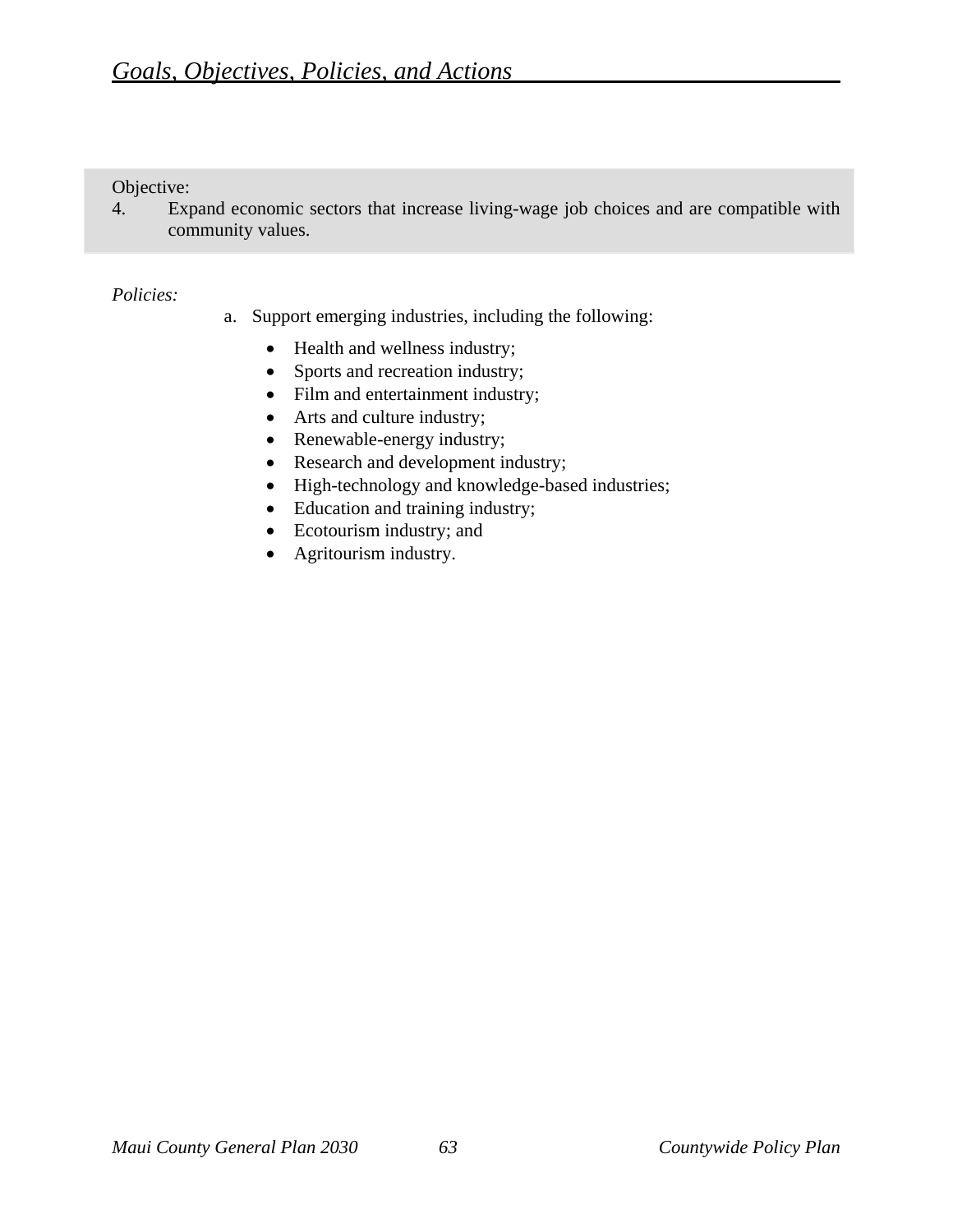Objective:

4. Expand economic sectors that increase living-wage job choices and are compatible with community values.

*Policies:*

a. Support emerging industries, including the following:

- Health and wellness industry;
- Sports and recreation industry;
- Film and entertainment industry;
- Arts and culture industry;
- Renewable-energy industry;
- Research and development industry;
- High-technology and knowledge-based industries;
- Education and training industry;
- Ecotourism industry; and
- Agritourism industry.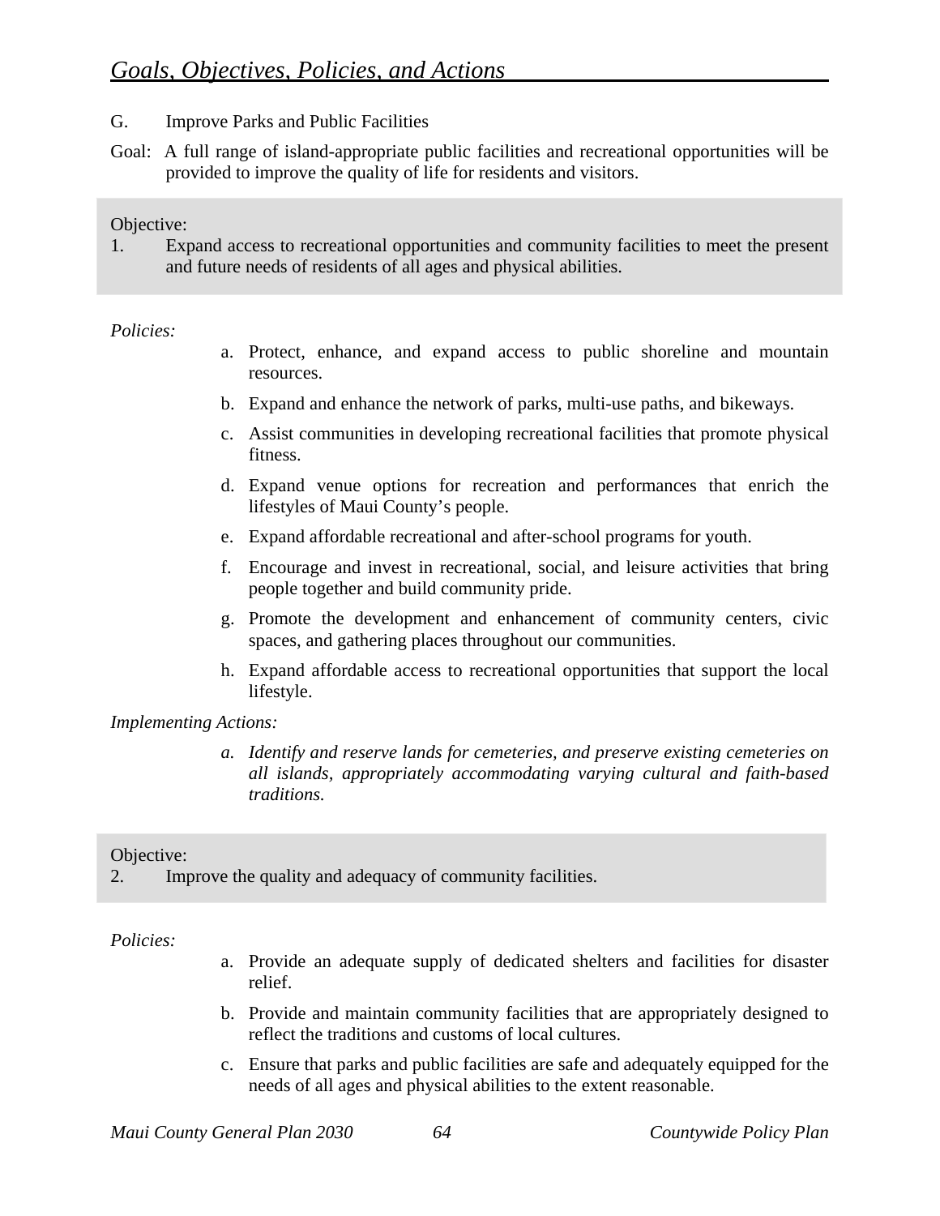## Goals, Objectives, Policies, and Actions

G. Improve Parks and Public Facilities

Goal: A full range of island-appropriate public facilities and recreational opportunities will be provided to improve the quality of life for residents and visitors.

Objective:
1. Expand access to recreational opportunities and community facilities to meet the present and future needs of residents of all ages and physical abilities.

*Policies:*

a. Protect, enhance, and expand access to public shoreline and mountain resources.

b. Expand and enhance the network of parks, multi-use paths, and bikeways.

c. Assist communities in developing recreational facilities that promote physical fitness.

d. Expand venue options for recreation and performances that enrich the lifestyles of Maui County's people.

e. Expand affordable recreational and after-school programs for youth.

f. Encourage and invest in recreational, social, and leisure activities that bring people together and build community pride.

g. Promote the development and enhancement of community centers, civic spaces, and gathering places throughout our communities.

h. Expand affordable access to recreational opportunities that support the local lifestyle.

*Implementing Actions:*

*a. Identify and reserve lands for cemeteries, and preserve existing cemeteries on all islands, appropriately accommodating varying cultural and faith-based traditions.*

Objective:
2. Improve the quality and adequacy of community facilities.

*Policies:*

a. Provide an adequate supply of dedicated shelters and facilities for disaster relief.

b. Provide and maintain community facilities that are appropriately designed to reflect the traditions and customs of local cultures.

c. Ensure that parks and public facilities are safe and adequately equipped for the needs of all ages and physical abilities to the extent reasonable.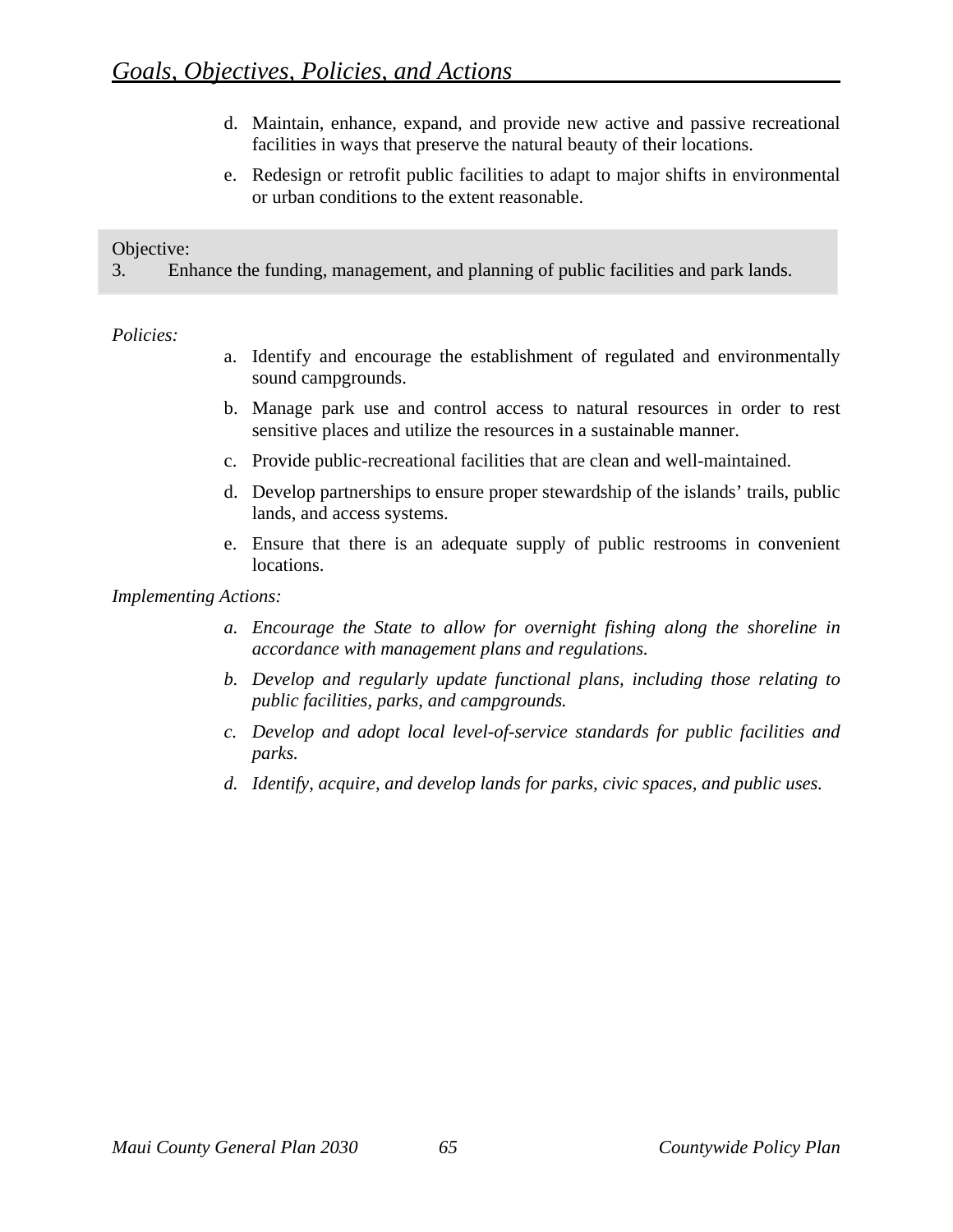d. Maintain, enhance, expand, and provide new active and passive recreational facilities in ways that preserve the natural beauty of their locations.

e. Redesign or retrofit public facilities to adapt to major shifts in environmental or urban conditions to the extent reasonable.

Objective:
3. Enhance the funding, management, and planning of public facilities and park lands.

*Policies:*

a. Identify and encourage the establishment of regulated and environmentally sound campgrounds.

b. Manage park use and control access to natural resources in order to rest sensitive places and utilize the resources in a sustainable manner.

c. Provide public-recreational facilities that are clean and well-maintained.

d. Develop partnerships to ensure proper stewardship of the islands' trails, public lands, and access systems.

e. Ensure that there is an adequate supply of public restrooms in convenient locations.

*Implementing Actions:*

*a. Encourage the State to allow for overnight fishing along the shoreline in accordance with management plans and regulations.*

*b. Develop and regularly update functional plans, including those relating to public facilities, parks, and campgrounds.*

*c. Develop and adopt local level-of-service standards for public facilities and parks.*

*d. Identify, acquire, and develop lands for parks, civic spaces, and public uses.*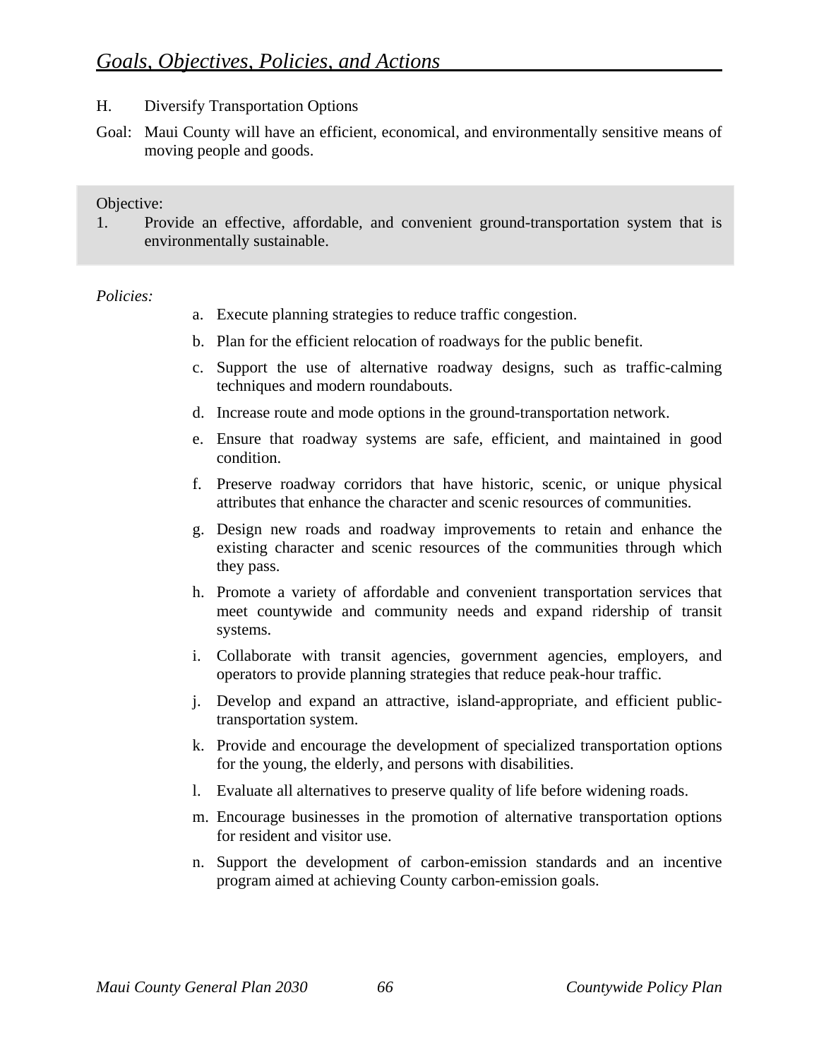H. Diversify Transportation Options

Goal: Maui County will have an efficient, economical, and environmentally sensitive means of moving people and goods.

Objective:

1. Provide an effective, affordable, and convenient ground-transportation system that is environmentally sustainable.

*Policies:*

a. Execute planning strategies to reduce traffic congestion.

b. Plan for the efficient relocation of roadways for the public benefit.

c. Support the use of alternative roadway designs, such as traffic-calming techniques and modern roundabouts.

d. Increase route and mode options in the ground-transportation network.

e. Ensure that roadway systems are safe, efficient, and maintained in good condition.

f. Preserve roadway corridors that have historic, scenic, or unique physical attributes that enhance the character and scenic resources of communities.

g. Design new roads and roadway improvements to retain and enhance the existing character and scenic resources of the communities through which they pass.

h. Promote a variety of affordable and convenient transportation services that meet countywide and community needs and expand ridership of transit systems.

i. Collaborate with transit agencies, government agencies, employers, and operators to provide planning strategies that reduce peak-hour traffic.

j. Develop and expand an attractive, island-appropriate, and efficient public-transportation system.

k. Provide and encourage the development of specialized transportation options for the young, the elderly, and persons with disabilities.

l. Evaluate all alternatives to preserve quality of life before widening roads.

m. Encourage businesses in the promotion of alternative transportation options for resident and visitor use.

n. Support the development of carbon-emission standards and an incentive program aimed at achieving County carbon-emission goals.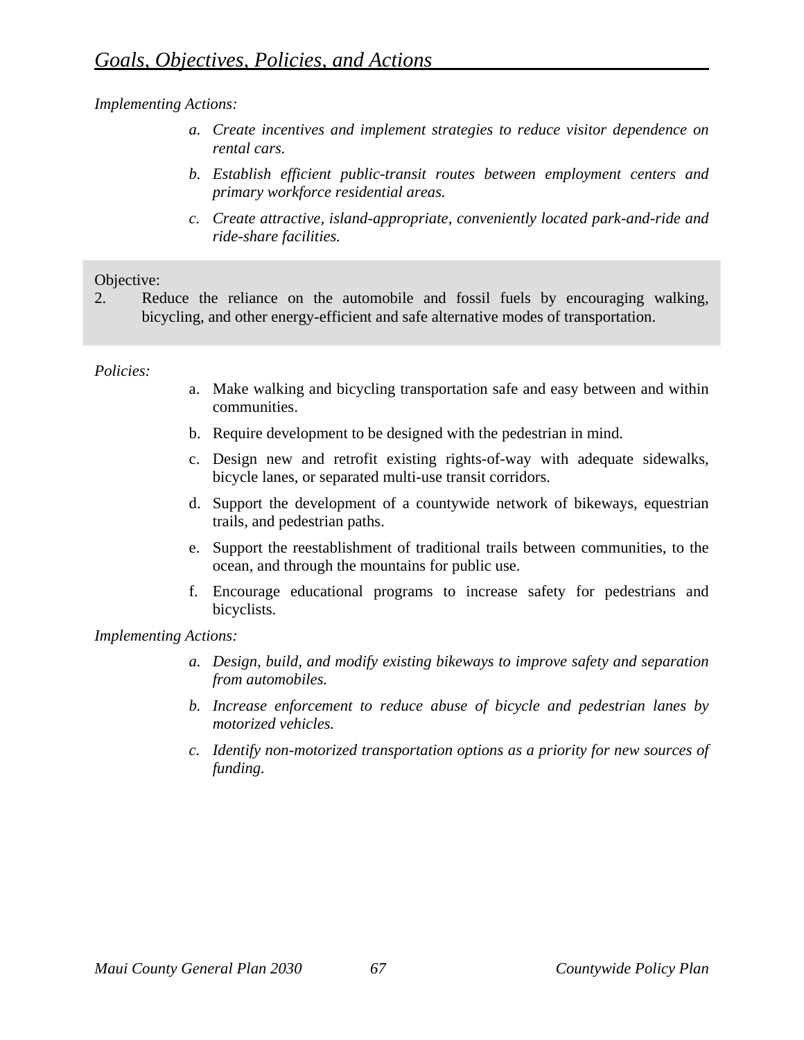*Implementing Actions:*

a. *Create incentives and implement strategies to reduce visitor dependence on rental cars.*

b. *Establish efficient public-transit routes between employment centers and primary workforce residential areas.*

c. *Create attractive, island-appropriate, conveniently located park-and-ride and ride-share facilities.*

Objective:

2. Reduce the reliance on the automobile and fossil fuels by encouraging walking, bicycling, and other energy-efficient and safe alternative modes of transportation.

*Policies:*

a. Make walking and bicycling transportation safe and easy between and within communities.

b. Require development to be designed with the pedestrian in mind.

c. Design new and retrofit existing rights-of-way with adequate sidewalks, bicycle lanes, or separated multi-use transit corridors.

d. Support the development of a countywide network of bikeways, equestrian trails, and pedestrian paths.

e. Support the reestablishment of traditional trails between communities, to the ocean, and through the mountains for public use.

f. Encourage educational programs to increase safety for pedestrians and bicyclists.

*Implementing Actions:*

a. *Design, build, and modify existing bikeways to improve safety and separation from automobiles.*

b. *Increase enforcement to reduce abuse of bicycle and pedestrian lanes by motorized vehicles.*

c. *Identify non-motorized transportation options as a priority for new sources of funding.*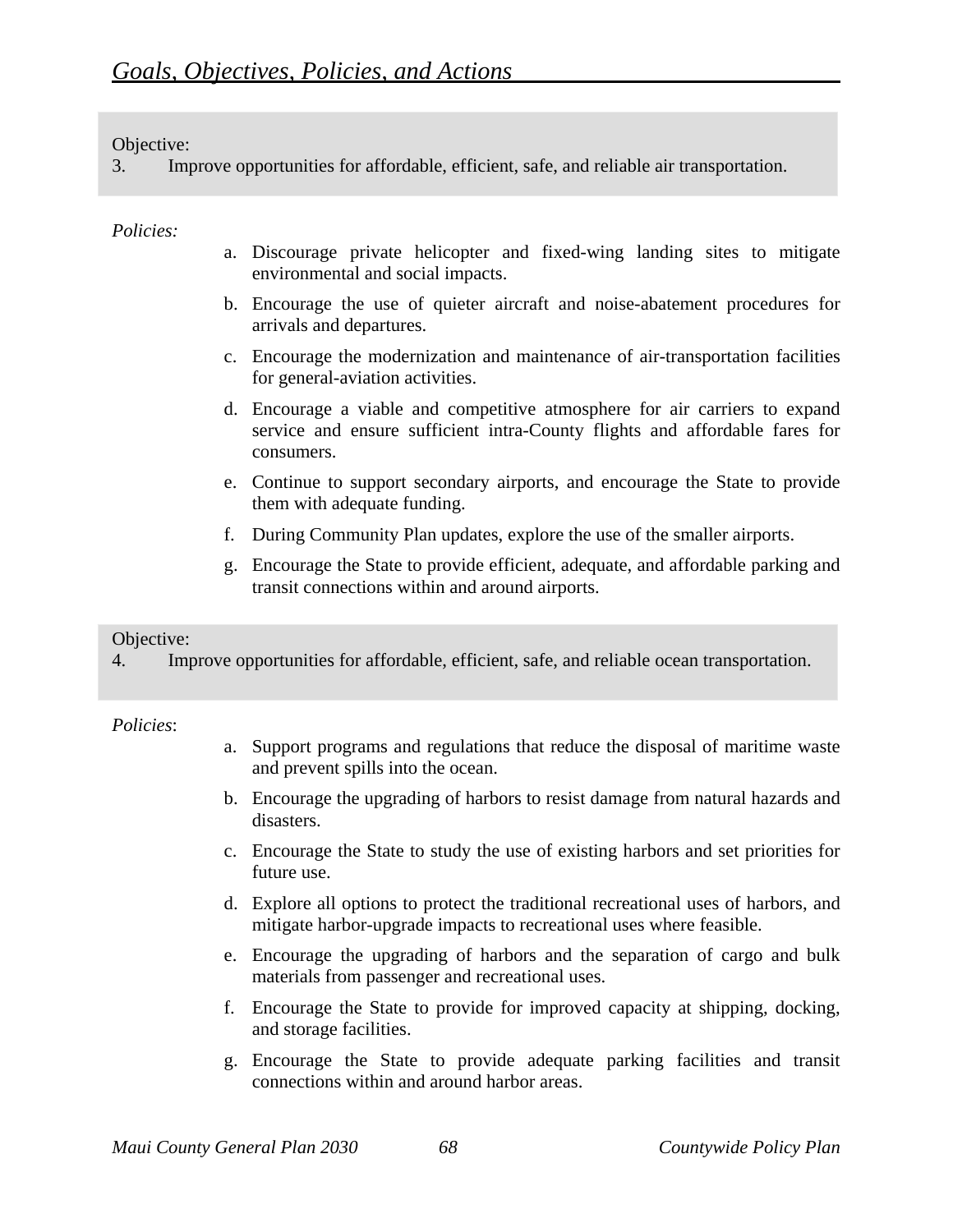Objective:

3. Improve opportunities for affordable, efficient, safe, and reliable air transportation.

*Policies:*

a. Discourage private helicopter and fixed-wing landing sites to mitigate environmental and social impacts.

b. Encourage the use of quieter aircraft and noise-abatement procedures for arrivals and departures.

c. Encourage the modernization and maintenance of air-transportation facilities for general-aviation activities.

d. Encourage a viable and competitive atmosphere for air carriers to expand service and ensure sufficient intra-County flights and affordable fares for consumers.

e. Continue to support secondary airports, and encourage the State to provide them with adequate funding.

f. During Community Plan updates, explore the use of the smaller airports.

g. Encourage the State to provide efficient, adequate, and affordable parking and transit connections within and around airports.

Objective:

4. Improve opportunities for affordable, efficient, safe, and reliable ocean transportation.

*Policies*:

a. Support programs and regulations that reduce the disposal of maritime waste and prevent spills into the ocean.

b. Encourage the upgrading of harbors to resist damage from natural hazards and disasters.

c. Encourage the State to study the use of existing harbors and set priorities for future use.

d. Explore all options to protect the traditional recreational uses of harbors, and mitigate harbor-upgrade impacts to recreational uses where feasible.

e. Encourage the upgrading of harbors and the separation of cargo and bulk materials from passenger and recreational uses.

f. Encourage the State to provide for improved capacity at shipping, docking, and storage facilities.

g. Encourage the State to provide adequate parking facilities and transit connections within and around harbor areas.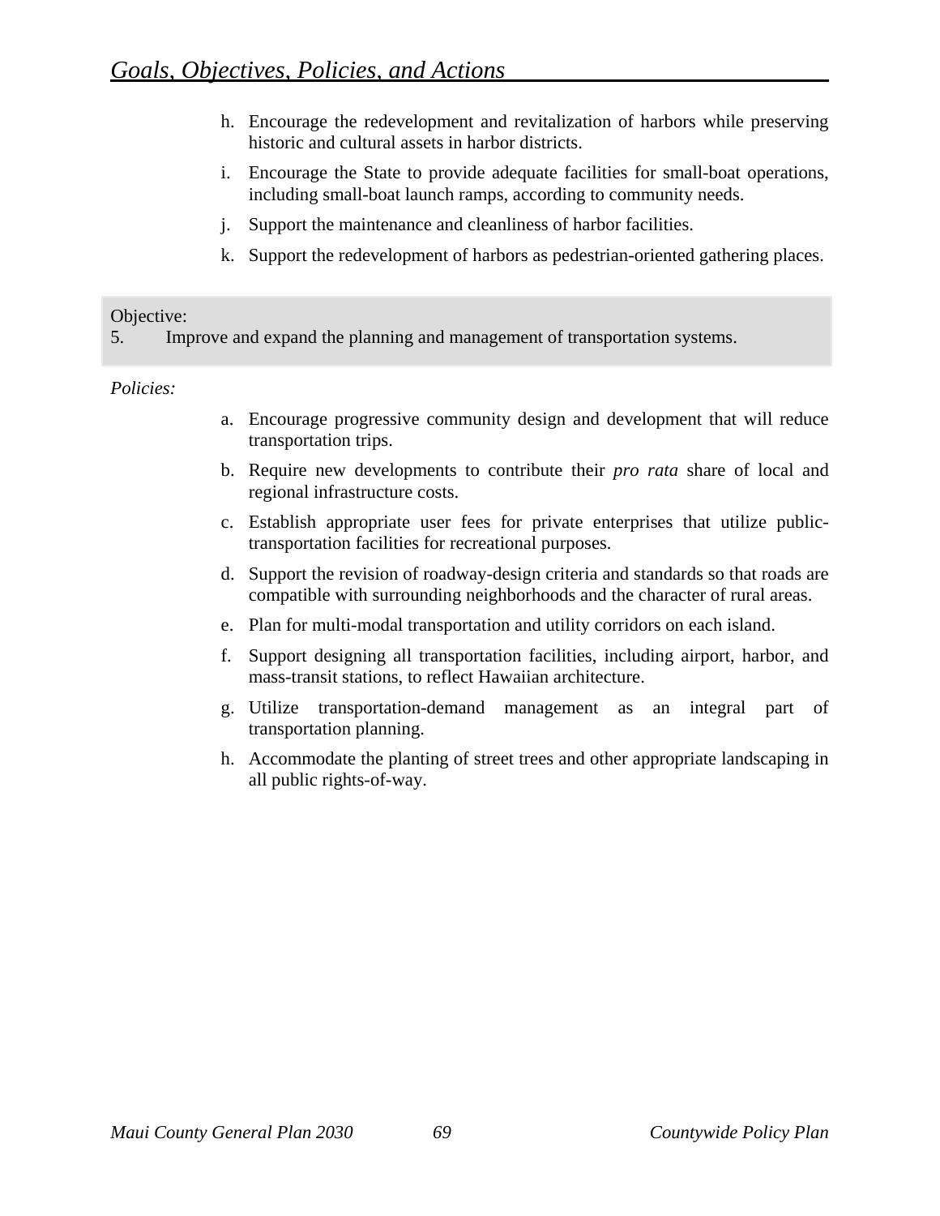h. Encourage the redevelopment and revitalization of harbors while preserving historic and cultural assets in harbor districts.

i. Encourage the State to provide adequate facilities for small-boat operations, including small-boat launch ramps, according to community needs.

j. Support the maintenance and cleanliness of harbor facilities.

k. Support the redevelopment of harbors as pedestrian-oriented gathering places.

Objective:

5. Improve and expand the planning and management of transportation systems.

*Policies:*

a. Encourage progressive community design and development that will reduce transportation trips.

b. Require new developments to contribute their *pro rata* share of local and regional infrastructure costs.

c. Establish appropriate user fees for private enterprises that utilize public-transportation facilities for recreational purposes.

d. Support the revision of roadway-design criteria and standards so that roads are compatible with surrounding neighborhoods and the character of rural areas.

e. Plan for multi-modal transportation and utility corridors on each island.

f. Support designing all transportation facilities, including airport, harbor, and mass-transit stations, to reflect Hawaiian architecture.

g. Utilize transportation-demand management as an integral part of transportation planning.

h. Accommodate the planting of street trees and other appropriate landscaping in all public rights-of-way.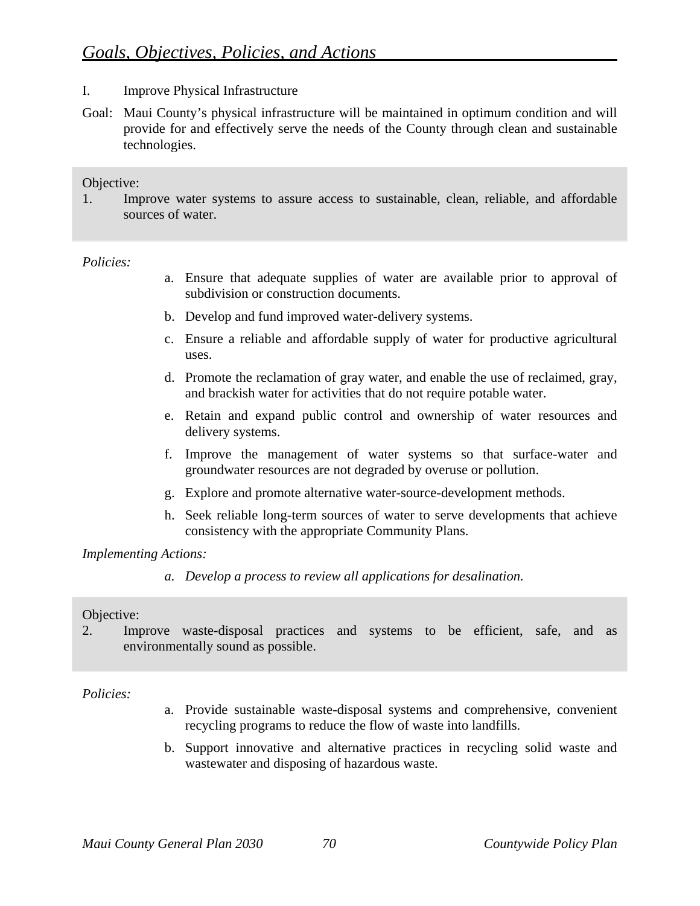## *Goals, Objectives, Policies, and Actions*

I. Improve Physical Infrastructure

Goal: Maui County's physical infrastructure will be maintained in optimum condition and will provide for and effectively serve the needs of the County through clean and sustainable technologies.

Objective:

1. Improve water systems to assure access to sustainable, clean, reliable, and affordable sources of water.

*Policies:*

a. Ensure that adequate supplies of water are available prior to approval of subdivision or construction documents.

b. Develop and fund improved water-delivery systems.

c. Ensure a reliable and affordable supply of water for productive agricultural uses.

d. Promote the reclamation of gray water, and enable the use of reclaimed, gray, and brackish water for activities that do not require potable water.

e. Retain and expand public control and ownership of water resources and delivery systems.

f. Improve the management of water systems so that surface-water and groundwater resources are not degraded by overuse or pollution.

g. Explore and promote alternative water-source-development methods.

h. Seek reliable long-term sources of water to serve developments that achieve consistency with the appropriate Community Plans.

*Implementing Actions:*

*a. Develop a process to review all applications for desalination.*

Objective:

2. Improve waste-disposal practices and systems to be efficient, safe, and as environmentally sound as possible.

*Policies:*

a. Provide sustainable waste-disposal systems and comprehensive, convenient recycling programs to reduce the flow of waste into landfills.

b. Support innovative and alternative practices in recycling solid waste and wastewater and disposing of hazardous waste.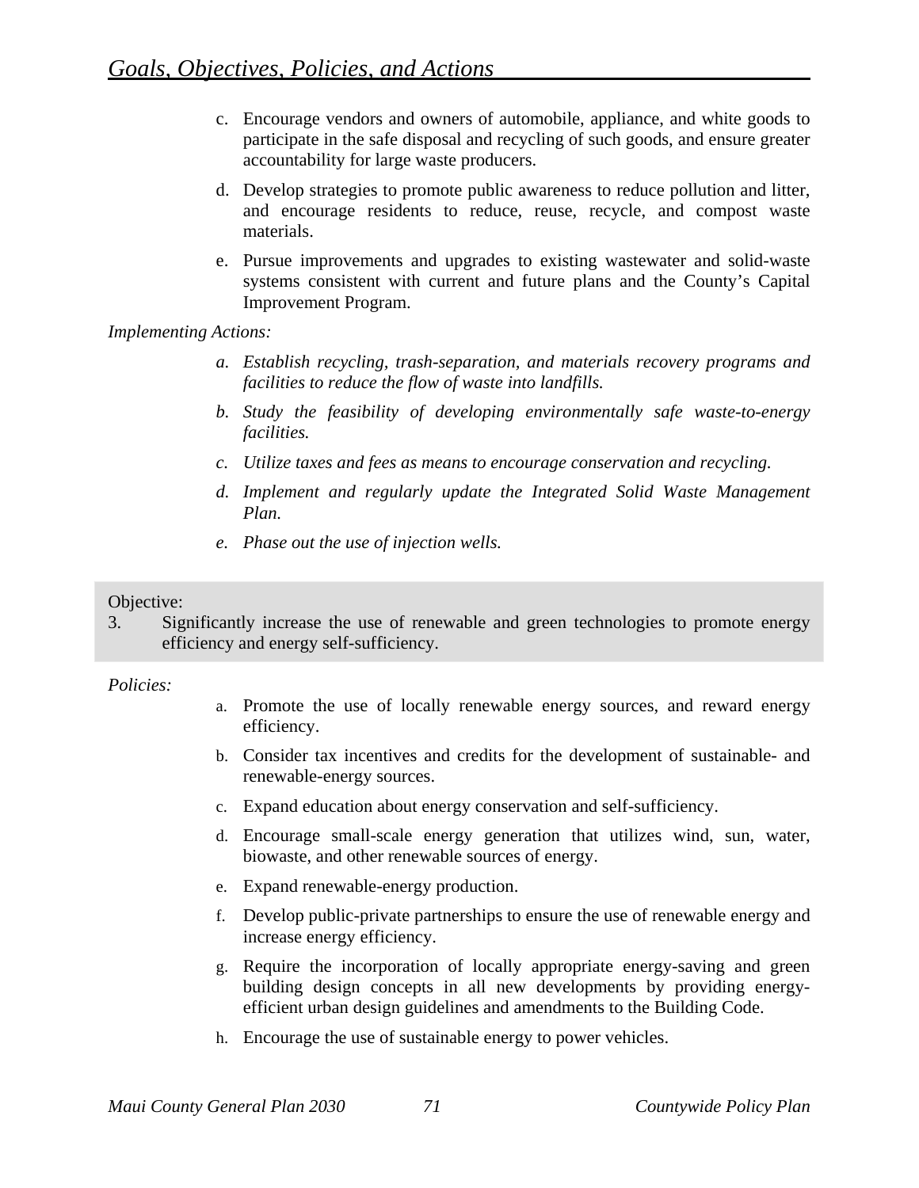c. Encourage vendors and owners of automobile, appliance, and white goods to participate in the safe disposal and recycling of such goods, and ensure greater accountability for large waste producers.

d. Develop strategies to promote public awareness to reduce pollution and litter, and encourage residents to reduce, reuse, recycle, and compost waste materials.

e. Pursue improvements and upgrades to existing wastewater and solid-waste systems consistent with current and future plans and the County's Capital Improvement Program.

*Implementing Actions:*

*a. Establish recycling, trash-separation, and materials recovery programs and facilities to reduce the flow of waste into landfills.*

*b. Study the feasibility of developing environmentally safe waste-to-energy facilities.*

*c. Utilize taxes and fees as means to encourage conservation and recycling.*

*d. Implement and regularly update the Integrated Solid Waste Management Plan.*

*e. Phase out the use of injection wells.*

Objective:

3. Significantly increase the use of renewable and green technologies to promote energy efficiency and energy self-sufficiency.

*Policies:*

a. Promote the use of locally renewable energy sources, and reward energy efficiency.

b. Consider tax incentives and credits for the development of sustainable- and renewable-energy sources.

c. Expand education about energy conservation and self-sufficiency.

d. Encourage small-scale energy generation that utilizes wind, sun, water, biowaste, and other renewable sources of energy.

e. Expand renewable-energy production.

f. Develop public-private partnerships to ensure the use of renewable energy and increase energy efficiency.

g. Require the incorporation of locally appropriate energy-saving and green building design concepts in all new developments by providing energy-efficient urban design guidelines and amendments to the Building Code.

h. Encourage the use of sustainable energy to power vehicles.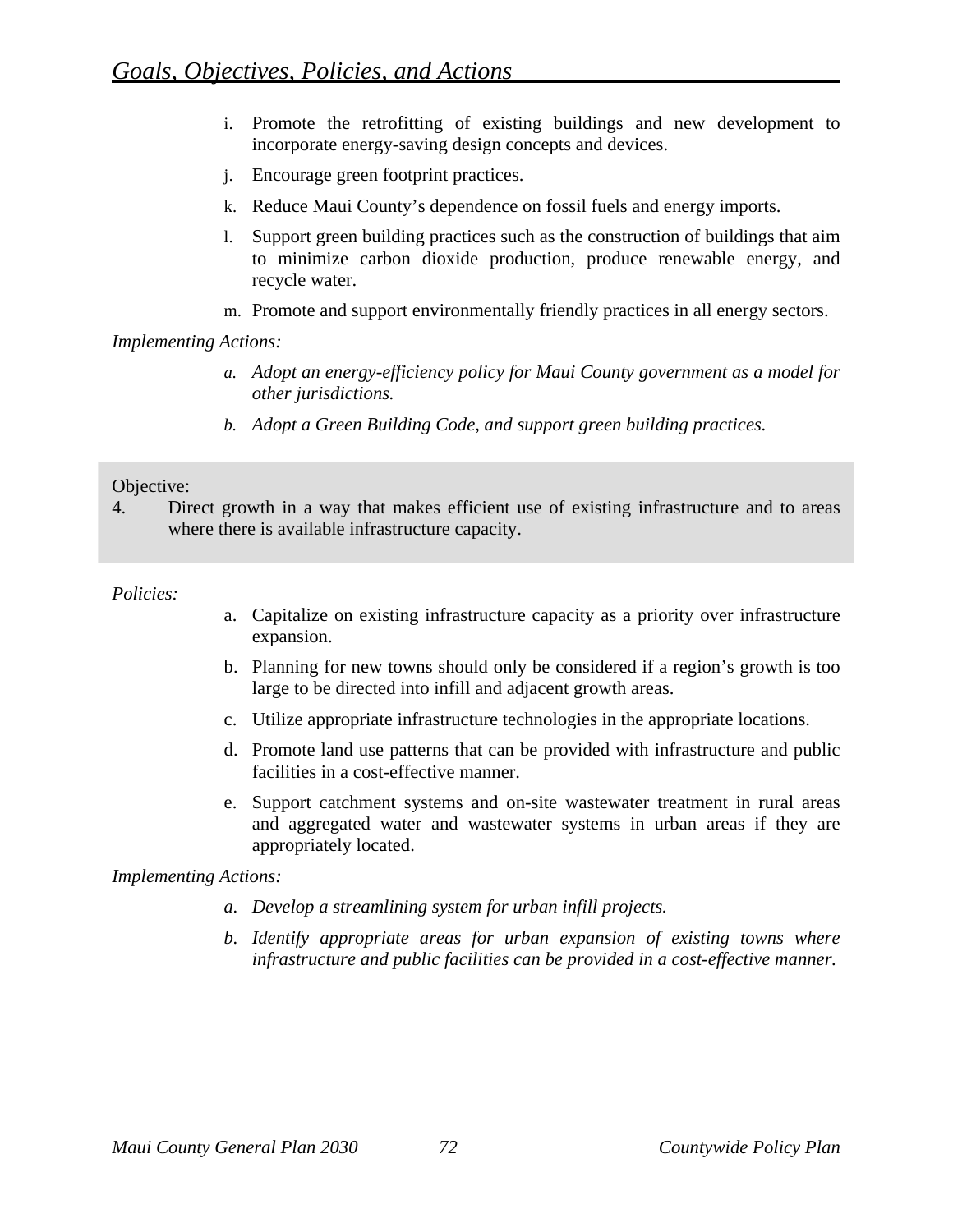i. Promote the retrofitting of existing buildings and new development to incorporate energy-saving design concepts and devices.

j. Encourage green footprint practices.

k. Reduce Maui County's dependence on fossil fuels and energy imports.

l. Support green building practices such as the construction of buildings that aim to minimize carbon dioxide production, produce renewable energy, and recycle water.

m. Promote and support environmentally friendly practices in all energy sectors.

*Implementing Actions:*

*a. Adopt an energy-efficiency policy for Maui County government as a model for other jurisdictions.*

*b. Adopt a Green Building Code, and support green building practices.*

Objective:

4. Direct growth in a way that makes efficient use of existing infrastructure and to areas where there is available infrastructure capacity.

*Policies:*

a. Capitalize on existing infrastructure capacity as a priority over infrastructure expansion.

b. Planning for new towns should only be considered if a region's growth is too large to be directed into infill and adjacent growth areas.

c. Utilize appropriate infrastructure technologies in the appropriate locations.

d. Promote land use patterns that can be provided with infrastructure and public facilities in a cost-effective manner.

e. Support catchment systems and on-site wastewater treatment in rural areas and aggregated water and wastewater systems in urban areas if they are appropriately located.

*Implementing Actions:*

*a. Develop a streamlining system for urban infill projects.*

*b. Identify appropriate areas for urban expansion of existing towns where infrastructure and public facilities can be provided in a cost-effective manner.*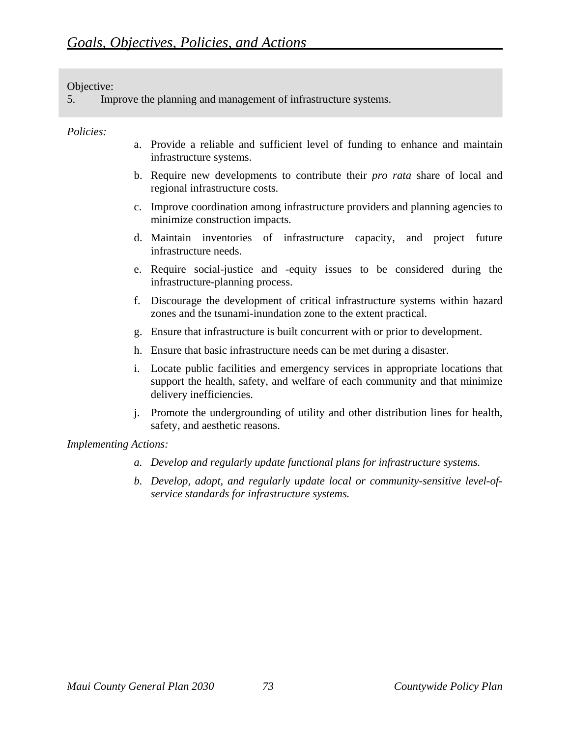Objective:

5. Improve the planning and management of infrastructure systems.

*Policies:*

a. Provide a reliable and sufficient level of funding to enhance and maintain infrastructure systems.

b. Require new developments to contribute their *pro rata* share of local and regional infrastructure costs.

c. Improve coordination among infrastructure providers and planning agencies to minimize construction impacts.

d. Maintain inventories of infrastructure capacity, and project future infrastructure needs.

e. Require social-justice and -equity issues to be considered during the infrastructure-planning process.

f. Discourage the development of critical infrastructure systems within hazard zones and the tsunami-inundation zone to the extent practical.

g. Ensure that infrastructure is built concurrent with or prior to development.

h. Ensure that basic infrastructure needs can be met during a disaster.

i. Locate public facilities and emergency services in appropriate locations that support the health, safety, and welfare of each community and that minimize delivery inefficiencies.

j. Promote the undergrounding of utility and other distribution lines for health, safety, and aesthetic reasons.

*Implementing Actions:*

*a. Develop and regularly update functional plans for infrastructure systems.*

*b. Develop, adopt, and regularly update local or community-sensitive level-of-service standards for infrastructure systems.*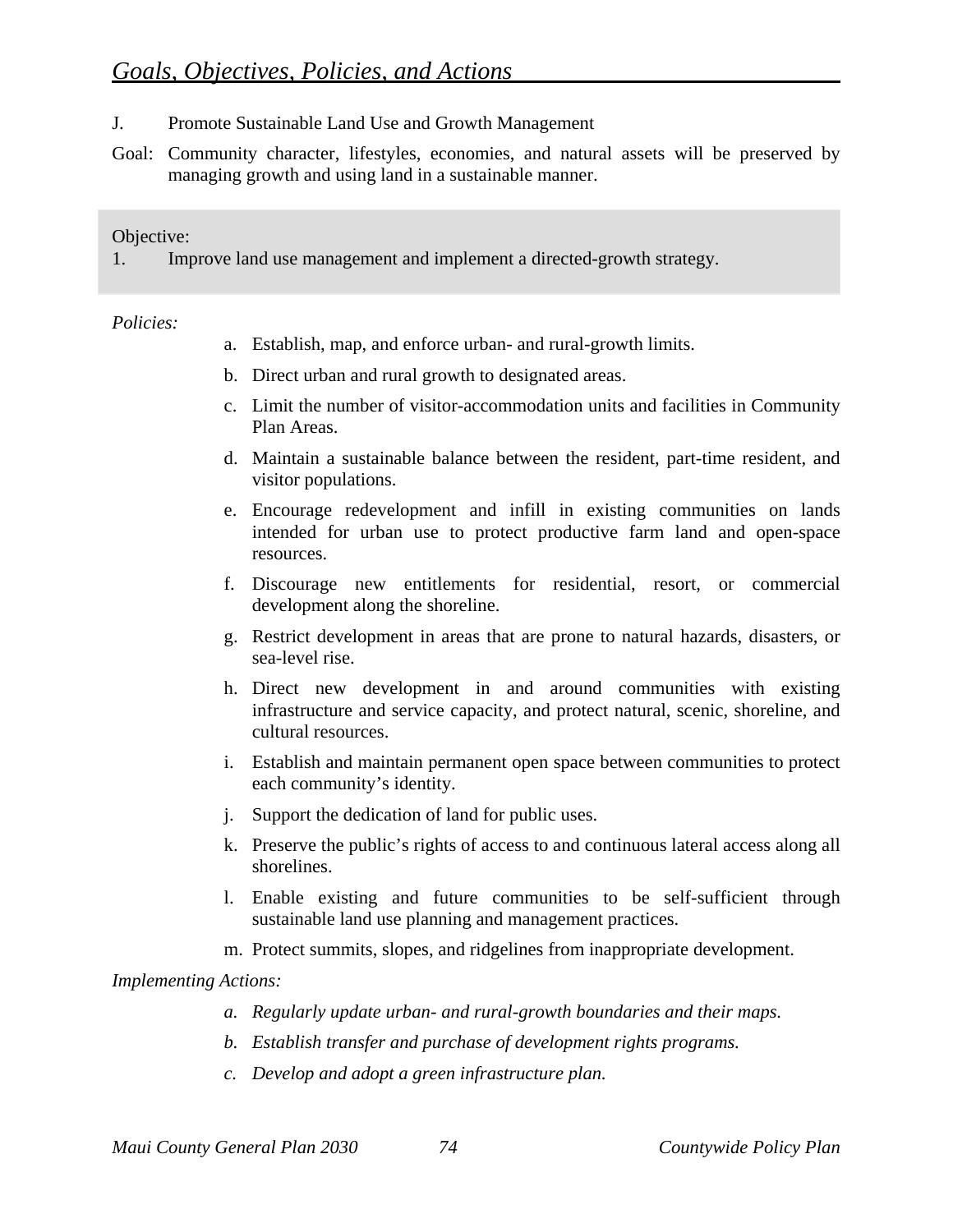J. Promote Sustainable Land Use and Growth Management

Goal: Community character, lifestyles, economies, and natural assets will be preserved by managing growth and using land in a sustainable manner.

Objective:

1. Improve land use management and implement a directed-growth strategy.

*Policies:*

a. Establish, map, and enforce urban- and rural-growth limits.

b. Direct urban and rural growth to designated areas.

c. Limit the number of visitor-accommodation units and facilities in Community Plan Areas.

d. Maintain a sustainable balance between the resident, part-time resident, and visitor populations.

e. Encourage redevelopment and infill in existing communities on lands intended for urban use to protect productive farm land and open-space resources.

f. Discourage new entitlements for residential, resort, or commercial development along the shoreline.

g. Restrict development in areas that are prone to natural hazards, disasters, or sea-level rise.

h. Direct new development in and around communities with existing infrastructure and service capacity, and protect natural, scenic, shoreline, and cultural resources.

i. Establish and maintain permanent open space between communities to protect each community's identity.

j. Support the dedication of land for public uses.

k. Preserve the public's rights of access to and continuous lateral access along all shorelines.

l. Enable existing and future communities to be self-sufficient through sustainable land use planning and management practices.

m. Protect summits, slopes, and ridgelines from inappropriate development.

*Implementing Actions:*

*a. Regularly update urban- and rural-growth boundaries and their maps.*

*b. Establish transfer and purchase of development rights programs.*

*c. Develop and adopt a green infrastructure plan.*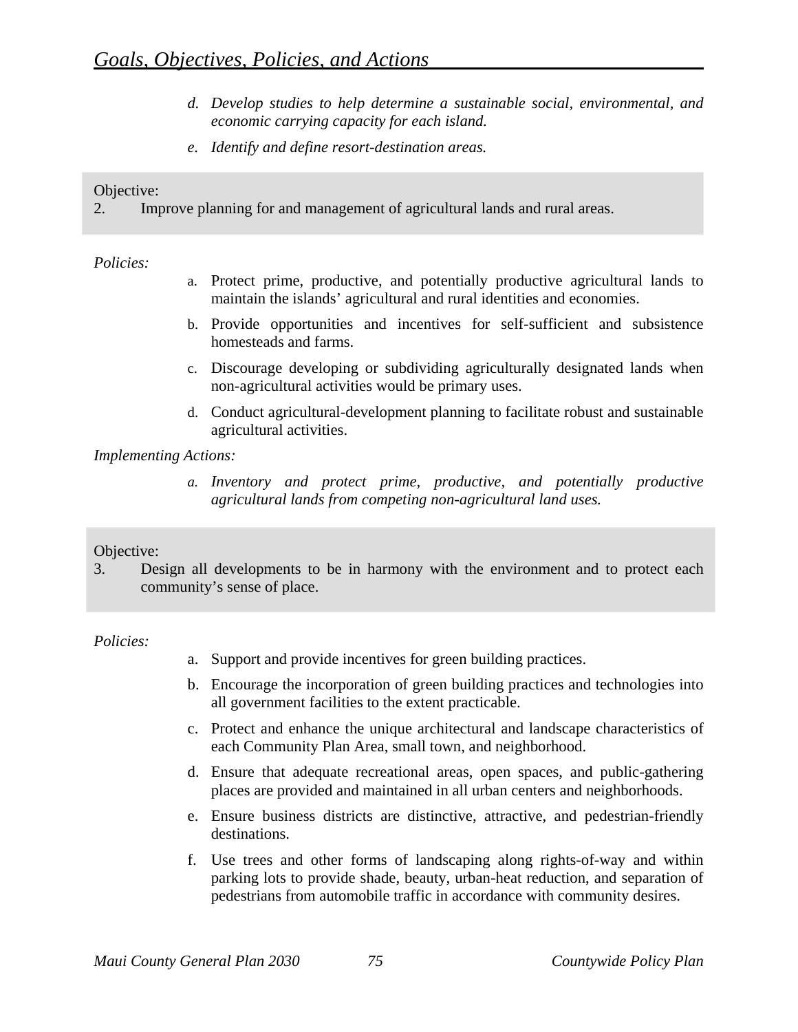d. *Develop studies to help determine a sustainable social, environmental, and economic carrying capacity for each island.*

e. *Identify and define resort-destination areas.*

Objective:
2. Improve planning for and management of agricultural lands and rural areas.

*Policies:*

a. Protect prime, productive, and potentially productive agricultural lands to maintain the islands' agricultural and rural identities and economies.

b. Provide opportunities and incentives for self-sufficient and subsistence homesteads and farms.

c. Discourage developing or subdividing agriculturally designated lands when non-agricultural activities would be primary uses.

d. Conduct agricultural-development planning to facilitate robust and sustainable agricultural activities.

*Implementing Actions:*

a. *Inventory and protect prime, productive, and potentially productive agricultural lands from competing non-agricultural land uses.*

Objective:
3. Design all developments to be in harmony with the environment and to protect each community's sense of place.

*Policies:*

a. Support and provide incentives for green building practices.

b. Encourage the incorporation of green building practices and technologies into all government facilities to the extent practicable.

c. Protect and enhance the unique architectural and landscape characteristics of each Community Plan Area, small town, and neighborhood.

d. Ensure that adequate recreational areas, open spaces, and public-gathering places are provided and maintained in all urban centers and neighborhoods.

e. Ensure business districts are distinctive, attractive, and pedestrian-friendly destinations.

f. Use trees and other forms of landscaping along rights-of-way and within parking lots to provide shade, beauty, urban-heat reduction, and separation of pedestrians from automobile traffic in accordance with community desires.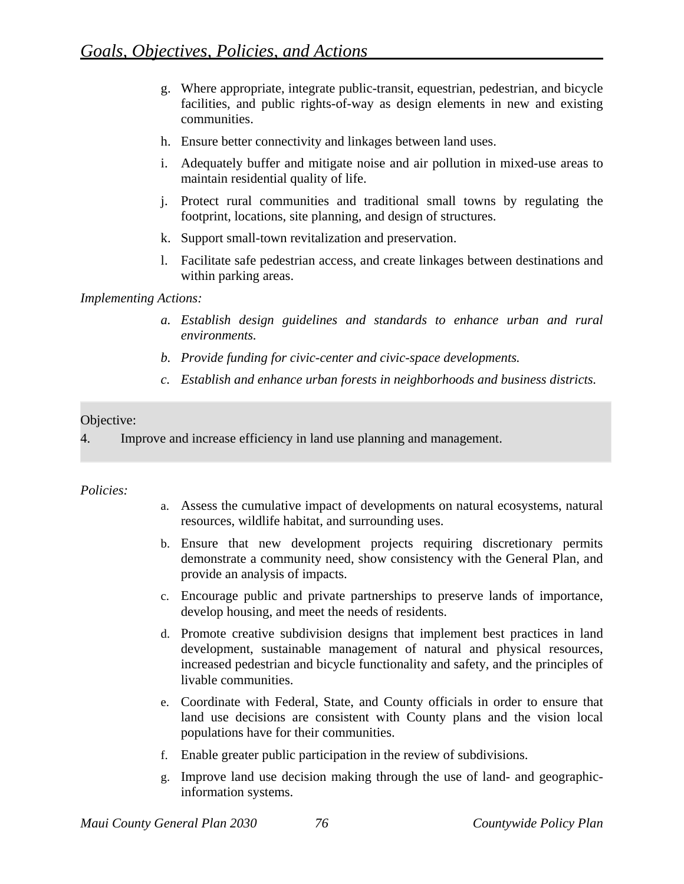g. Where appropriate, integrate public-transit, equestrian, pedestrian, and bicycle facilities, and public rights-of-way as design elements in new and existing communities.

h. Ensure better connectivity and linkages between land uses.

i. Adequately buffer and mitigate noise and air pollution in mixed-use areas to maintain residential quality of life.

j. Protect rural communities and traditional small towns by regulating the footprint, locations, site planning, and design of structures.

k. Support small-town revitalization and preservation.

l. Facilitate safe pedestrian access, and create linkages between destinations and within parking areas.

*Implementing Actions:*

*a. Establish design guidelines and standards to enhance urban and rural environments.*

*b. Provide funding for civic-center and civic-space developments.*

*c. Establish and enhance urban forests in neighborhoods and business districts.*

Objective:

4. Improve and increase efficiency in land use planning and management.

*Policies:*

a. Assess the cumulative impact of developments on natural ecosystems, natural resources, wildlife habitat, and surrounding uses.

b. Ensure that new development projects requiring discretionary permits demonstrate a community need, show consistency with the General Plan, and provide an analysis of impacts.

c. Encourage public and private partnerships to preserve lands of importance, develop housing, and meet the needs of residents.

d. Promote creative subdivision designs that implement best practices in land development, sustainable management of natural and physical resources, increased pedestrian and bicycle functionality and safety, and the principles of livable communities.

e. Coordinate with Federal, State, and County officials in order to ensure that land use decisions are consistent with County plans and the vision local populations have for their communities.

f. Enable greater public participation in the review of subdivisions.

g. Improve land use decision making through the use of land- and geographic-information systems.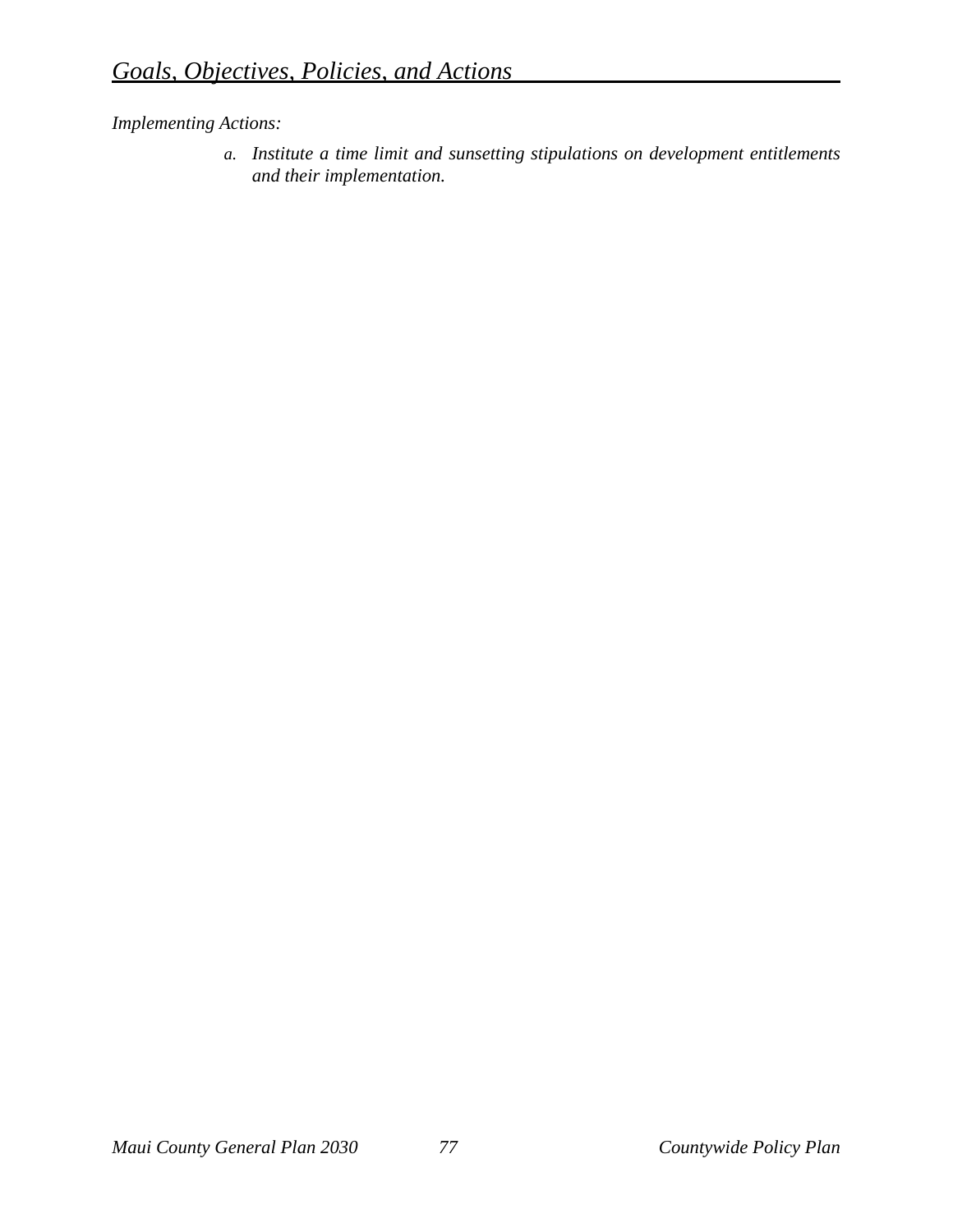*Implementing Actions:*

a. *Institute a time limit and sunsetting stipulations on development entitlements and their implementation.*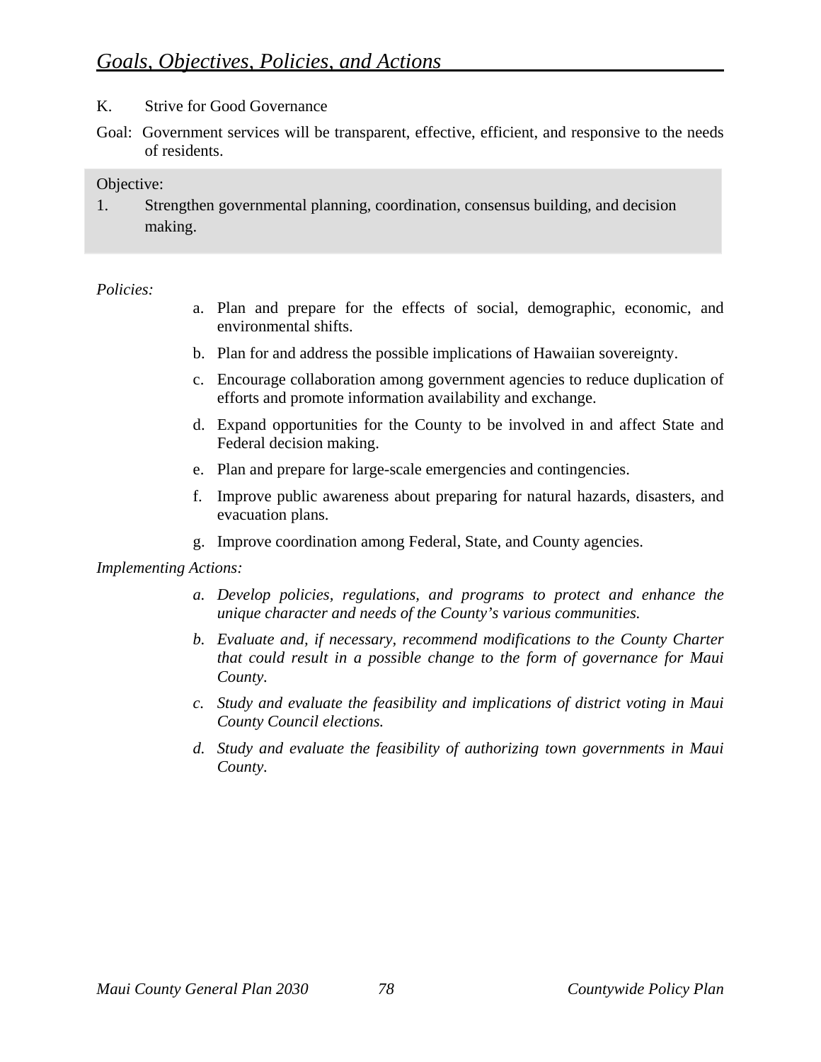## K. Strive for Good Governance

Goal: Government services will be transparent, effective, efficient, and responsive to the needs of residents.

Objective:

1. Strengthen governmental planning, coordination, consensus building, and decision making.

*Policies:*

a. Plan and prepare for the effects of social, demographic, economic, and environmental shifts.

b. Plan for and address the possible implications of Hawaiian sovereignty.

c. Encourage collaboration among government agencies to reduce duplication of efforts and promote information availability and exchange.

d. Expand opportunities for the County to be involved in and affect State and Federal decision making.

e. Plan and prepare for large-scale emergencies and contingencies.

f. Improve public awareness about preparing for natural hazards, disasters, and evacuation plans.

g. Improve coordination among Federal, State, and County agencies.

*Implementing Actions:*

*a. Develop policies, regulations, and programs to protect and enhance the unique character and needs of the County's various communities.*

*b. Evaluate and, if necessary, recommend modifications to the County Charter that could result in a possible change to the form of governance for Maui County.*

*c. Study and evaluate the feasibility and implications of district voting in Maui County Council elections.*

*d. Study and evaluate the feasibility of authorizing town governments in Maui County.*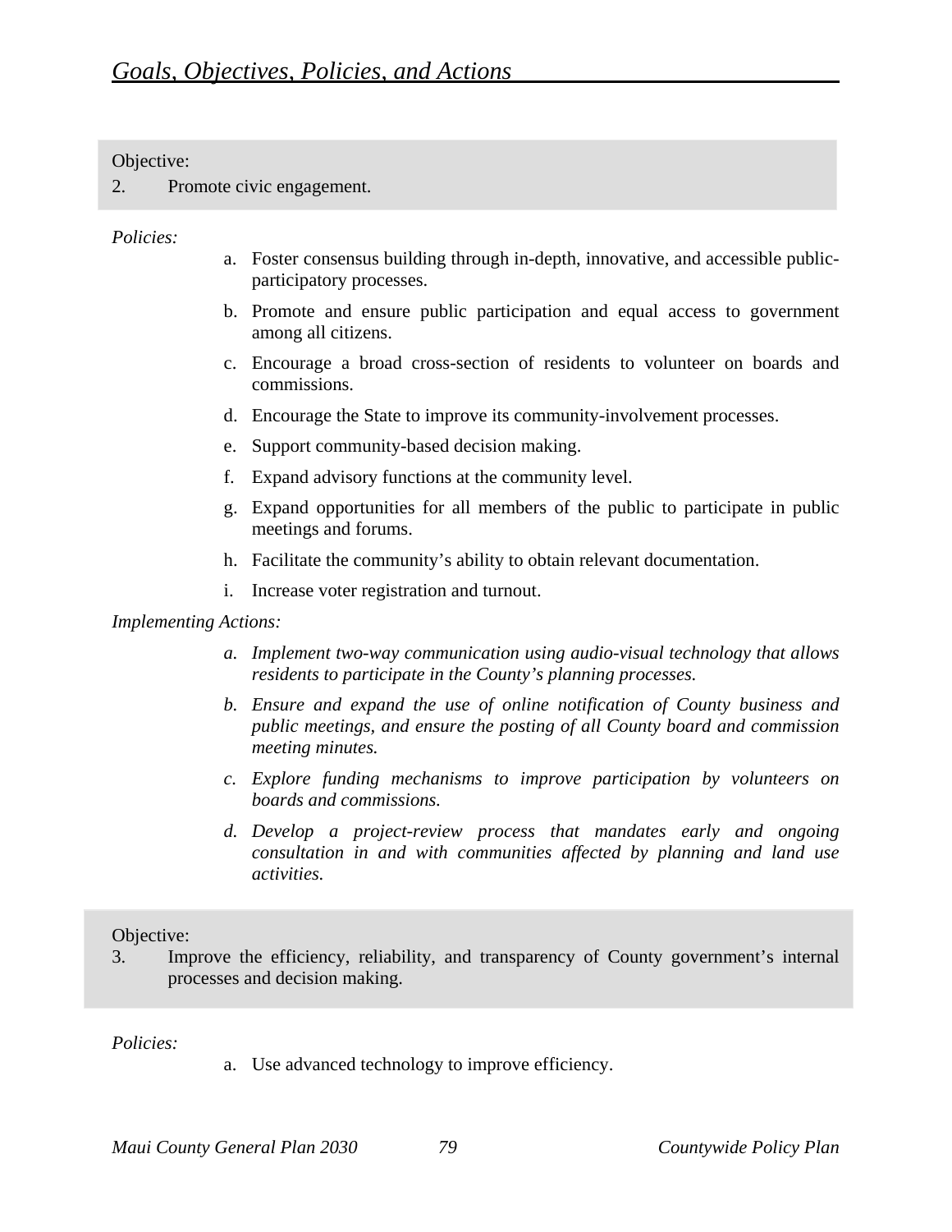Objective:
2. Promote civic engagement.

*Policies:*

a. Foster consensus building through in-depth, innovative, and accessible public-participatory processes.

b. Promote and ensure public participation and equal access to government among all citizens.

c. Encourage a broad cross-section of residents to volunteer on boards and commissions.

d. Encourage the State to improve its community-involvement processes.

e. Support community-based decision making.

f. Expand advisory functions at the community level.

g. Expand opportunities for all members of the public to participate in public meetings and forums.

h. Facilitate the community's ability to obtain relevant documentation.

i. Increase voter registration and turnout.

*Implementing Actions:*

*a. Implement two-way communication using audio-visual technology that allows residents to participate in the County's planning processes.*

*b. Ensure and expand the use of online notification of County business and public meetings, and ensure the posting of all County board and commission meeting minutes.*

*c. Explore funding mechanisms to improve participation by volunteers on boards and commissions.*

*d. Develop a project-review process that mandates early and ongoing consultation in and with communities affected by planning and land use activities.*

Objective:
3. Improve the efficiency, reliability, and transparency of County government's internal processes and decision making.

*Policies:*

a. Use advanced technology to improve efficiency.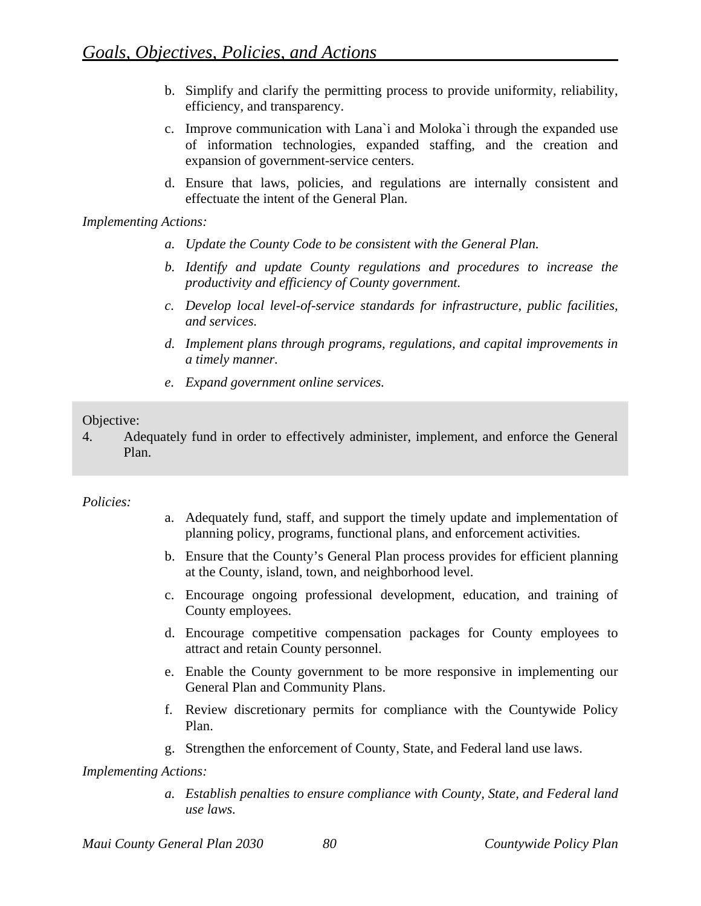b. Simplify and clarify the permitting process to provide uniformity, reliability, efficiency, and transparency.

c. Improve communication with Lana`i and Moloka`i through the expanded use of information technologies, expanded staffing, and the creation and expansion of government-service centers.

d. Ensure that laws, policies, and regulations are internally consistent and effectuate the intent of the General Plan.

*Implementing Actions:*

*a. Update the County Code to be consistent with the General Plan.*

*b. Identify and update County regulations and procedures to increase the productivity and efficiency of County government.*

*c. Develop local level-of-service standards for infrastructure, public facilities, and services.*

*d. Implement plans through programs, regulations, and capital improvements in a timely manner.*

*e. Expand government online services.*

Objective:
4. Adequately fund in order to effectively administer, implement, and enforce the General Plan.

*Policies:*

a. Adequately fund, staff, and support the timely update and implementation of planning policy, programs, functional plans, and enforcement activities.

b. Ensure that the County's General Plan process provides for efficient planning at the County, island, town, and neighborhood level.

c. Encourage ongoing professional development, education, and training of County employees.

d. Encourage competitive compensation packages for County employees to attract and retain County personnel.

e. Enable the County government to be more responsive in implementing our General Plan and Community Plans.

f. Review discretionary permits for compliance with the Countywide Policy Plan.

g. Strengthen the enforcement of County, State, and Federal land use laws.

*Implementing Actions:*

*a. Establish penalties to ensure compliance with County, State, and Federal land use laws.*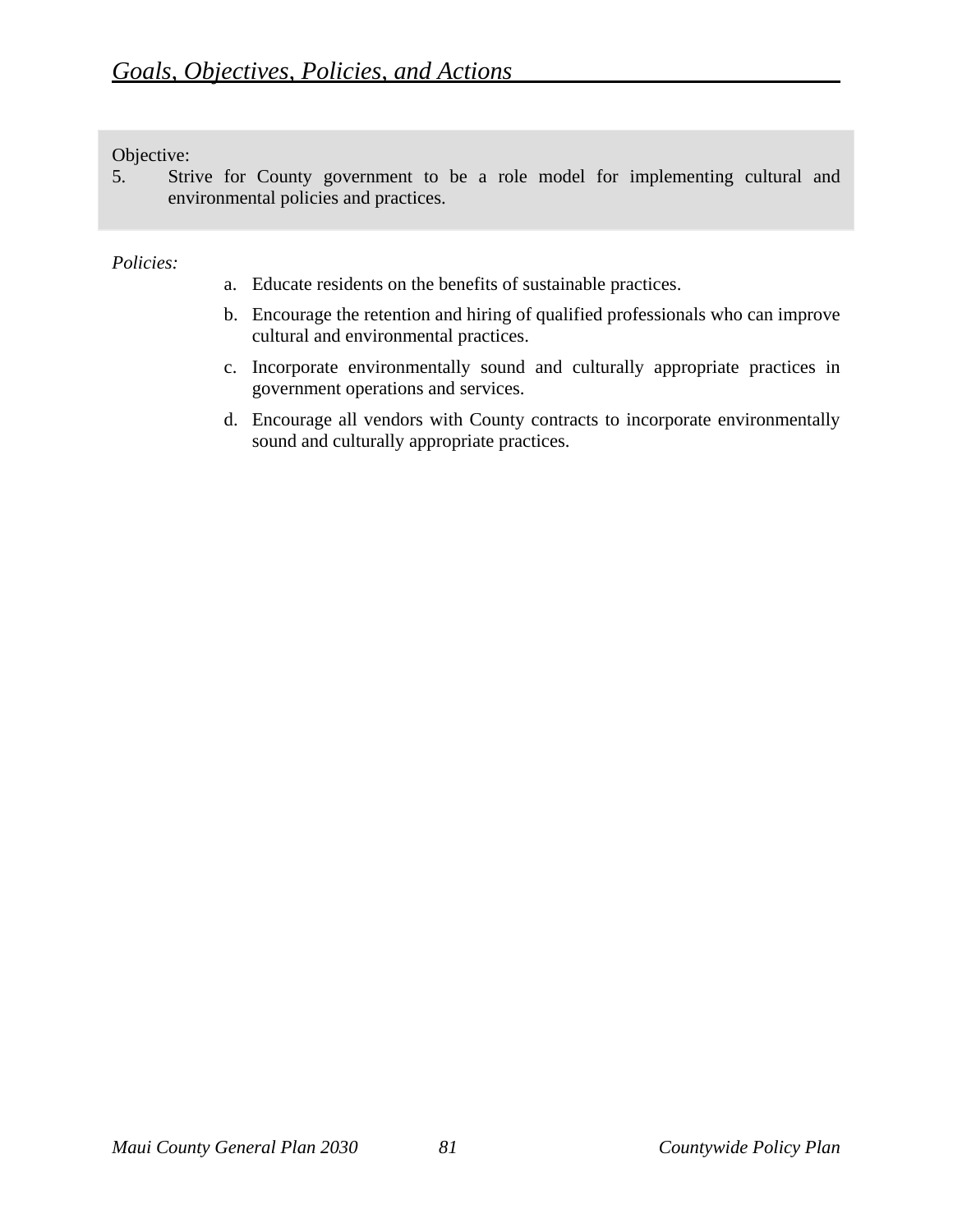Objective:

5. Strive for County government to be a role model for implementing cultural and environmental policies and practices.

*Policies:*

a. Educate residents on the benefits of sustainable practices.

b. Encourage the retention and hiring of qualified professionals who can improve cultural and environmental practices.

c. Incorporate environmentally sound and culturally appropriate practices in government operations and services.

d. Encourage all vendors with County contracts to incorporate environmentally sound and culturally appropriate practices.